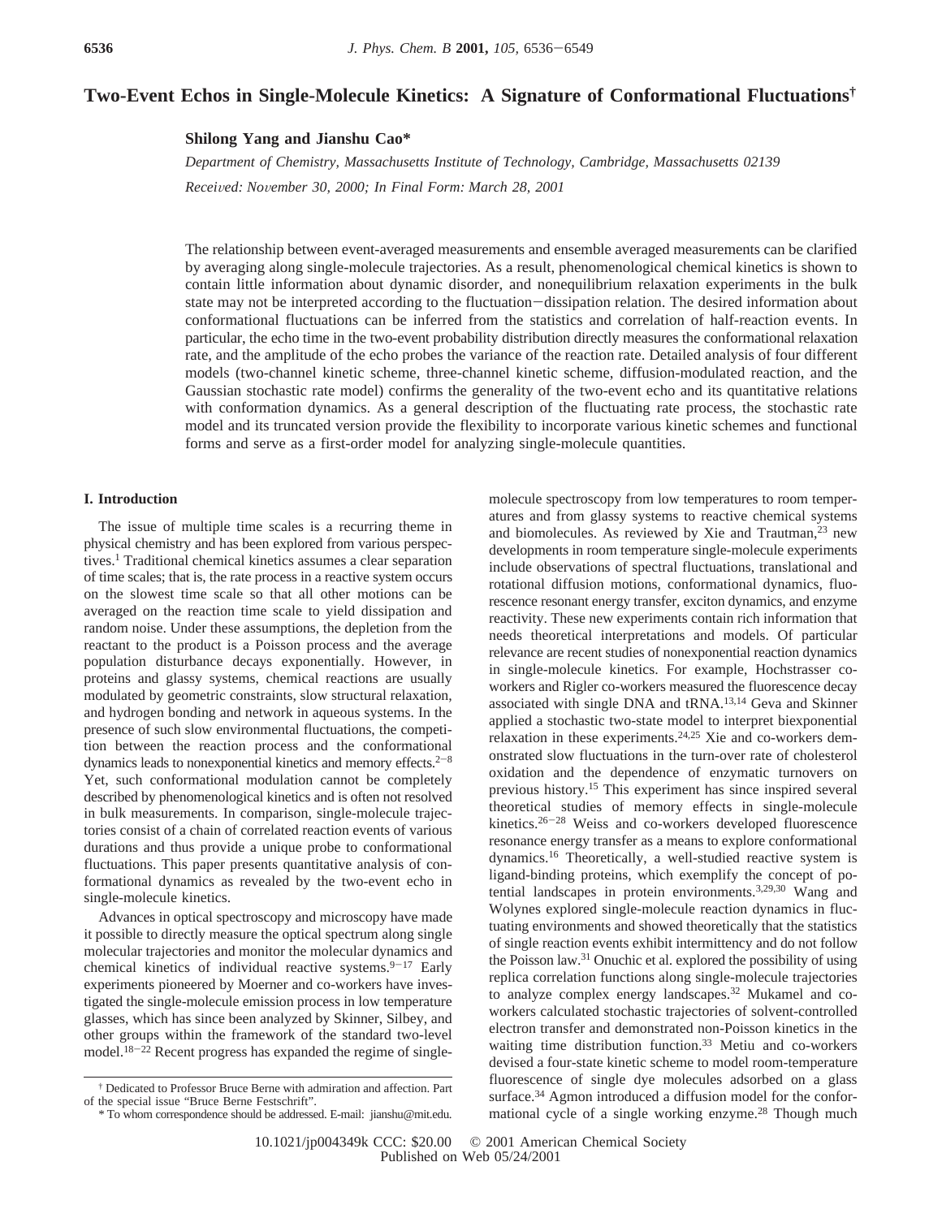# Two-Event Echos in Single-Molecule Kinetics: A Signature of Conformational Fluctuations†

**Shilong Yang and Jianshu Cao***

*Department of Chemistry, Massachusetts Institute of Technology, Cambridge, Massachusetts 02139*

*Received: November 30, 2000; In Final Form: March 28, 2001*

The relationship between event-averaged measurements and ensemble averaged measurements can be clarified by averaging along single-molecule trajectories. As a result, phenomenological chemical kinetics is shown to contain little information about dynamic disorder, and nonequilibrium relaxation experiments in the bulk state may not be interpreted according to the fluctuation–dissipation relation. The desired information about conformational fluctuations can be inferred from the statistics and correlation of half-reaction events. In particular, the echo time in the two-event probability distribution directly measures the conformational relaxation rate, and the amplitude of the echo probes the variance of the reaction rate. Detailed analysis of four different models (two-channel kinetic scheme, three-channel kinetic scheme, diffusion-modulated reaction, and the Gaussian stochastic rate model) confirms the generality of the two-event echo and its quantitative relations with conformation dynamics. As a general description of the fluctuating rate process, the stochastic rate model and its truncated version provide the flexibility to incorporate various kinetic schemes and functional forms and serve as a first-order model for analyzing single-molecule quantities.

## I. Introduction

The issue of multiple time scales is a recurring theme in physical chemistry and has been explored from various perspectives.[1] Traditional chemical kinetics assumes a clear separation of time scales; that is, the rate process in a reactive system occurs on the slowest time scale so that all other motions can be averaged on the reaction time scale to yield dissipation and random noise. Under these assumptions, the depletion from the reactant to the product is a Poisson process and the average population disturbance decays exponentially. However, in proteins and glassy systems, chemical reactions are usually modulated by geometric constraints, slow structural relaxation, and hydrogen bonding and network in aqueous systems. In the presence of such slow environmental fluctuations, the competition between the reaction process and the conformational dynamics leads to nonexponential kinetics and memory effects.[2−8] Yet, such conformational modulation cannot be completely described by phenomenological kinetics and is often not resolved in bulk measurements. In comparison, single-molecule trajectories consist of a chain of correlated reaction events of various durations and thus provide a unique probe to conformational fluctuations. This paper presents quantitative analysis of conformational dynamics as revealed by the two-event echo in single-molecule kinetics.

Advances in optical spectroscopy and microscopy have made it possible to directly measure the optical spectrum along single molecular trajectories and monitor the molecular dynamics and chemical kinetics of individual reactive systems.[9−17] Early experiments pioneered by Moerner and co-workers have investigated the single-molecule emission process in low temperature glasses, which has since been analyzed by Skinner, Silbey, and other groups within the framework of the standard two-level model.[18−22] Recent progress has expanded the regime of single-molecule spectroscopy from low temperatures to room temperatures and from glassy systems to reactive chemical systems and biomolecules. As reviewed by Xie and Trautman,[23] new developments in room temperature single-molecule experiments include observations of spectral fluctuations, translational and rotational diffusion motions, conformational dynamics, fluorescence resonant energy transfer, exciton dynamics, and enzyme reactivity. These new experiments contain rich information that needs theoretical interpretations and models. Of particular relevance are recent studies of nonexponential reaction dynamics in single-molecule kinetics. For example, Hochstrasser co-workers and Rigler co-workers measured the fluorescence decay associated with single DNA and tRNA.[13,14] Geva and Skinner applied a stochastic two-state model to interpret biexponential relaxation in these experiments.[24,25] Xie and co-workers demonstrated slow fluctuations in the turn-over rate of cholesterol oxidation and the dependence of enzymatic turnovers on previous history.[15] This experiment has since inspired several theoretical studies of memory effects in single-molecule kinetics.[26−28] Weiss and co-workers developed fluorescence resonance energy transfer as a means to explore conformational dynamics.[16] Theoretically, a well-studied reactive system is ligand-binding proteins, which exemplify the concept of potential landscapes in protein environments.[3,29,30] Wang and Wolynes explored single-molecule reaction dynamics in fluctuating environments and showed theoretically that the statistics of single reaction events exhibit intermittency and do not follow the Poisson law.[31] Onuchic et al. explored the possibility of using replica correlation functions along single-molecule trajectories to analyze complex energy landscapes.[32] Mukamel and co-workers calculated stochastic trajectories of solvent-controlled electron transfer and demonstrated non-Poisson kinetics in the waiting time distribution function.[33] Metiu and co-workers devised a four-state kinetic scheme to model room-temperature fluorescence of single dye molecules adsorbed on a glass surface.[34] Agmon introduced a diffusion model for the conformational cycle of a single working enzyme.[28] Though much

† Dedicated to Professor Bruce Berne with admiration and affection. Part of the special issue "Bruce Berne Festschrift".

\* To whom correspondence should be addressed. E-mail: jianshu@mit.edu.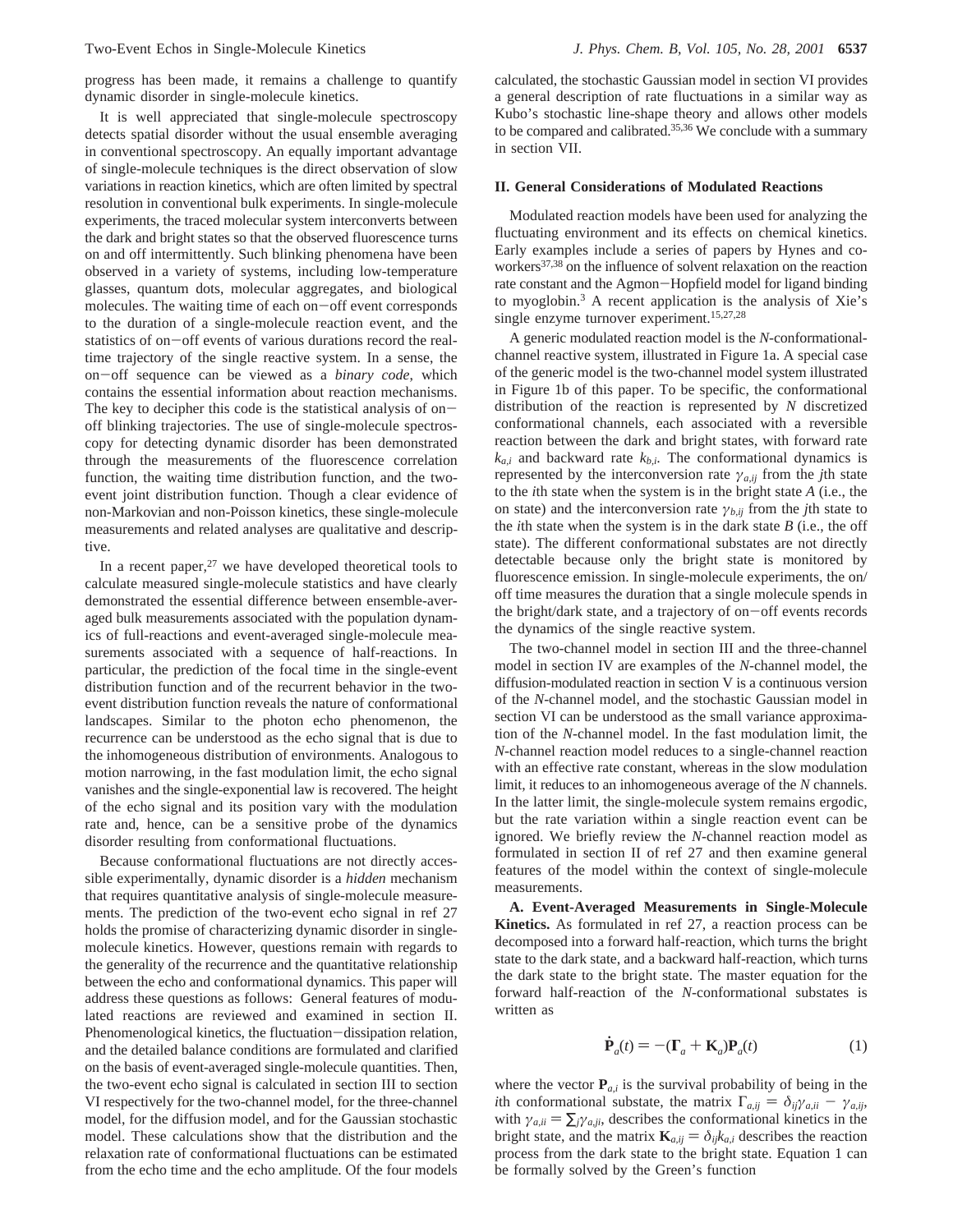progress has been made, it remains a challenge to quantify dynamic disorder in single-molecule kinetics.

It is well appreciated that single-molecule spectroscopy detects spatial disorder without the usual ensemble averaging in conventional spectroscopy. An equally important advantage of single-molecule techniques is the direct observation of slow variations in reaction kinetics, which are often limited by spectral resolution in conventional bulk experiments. In single-molecule experiments, the traced molecular system interconverts between the dark and bright states so that the observed fluorescence turns on and off intermittently. Such blinking phenomena have been observed in a variety of systems, including low-temperature glasses, quantum dots, molecular aggregates, and biological molecules. The waiting time of each on−off event corresponds to the duration of a single-molecule reaction event, and the statistics of on−off events of various durations record the real-time trajectory of the single reactive system. In a sense, the on−off sequence can be viewed as a *binary code*, which contains the essential information about reaction mechanisms. The key to decipher this code is the statistical analysis of on−off blinking trajectories. The use of single-molecule spectroscopy for detecting dynamic disorder has been demonstrated through the measurements of the fluorescence correlation function, the waiting time distribution function, and the two-event joint distribution function. Though a clear evidence of non-Markovian and non-Poisson kinetics, these single-molecule measurements and related analyses are qualitative and descriptive.

In a recent paper,[27] we have developed theoretical tools to calculate measured single-molecule statistics and have clearly demonstrated the essential difference between ensemble-averaged bulk measurements associated with the population dynamics of full-reactions and event-averaged single-molecule measurements associated with a sequence of half-reactions. In particular, the prediction of the focal time in the single-event distribution function and of the recurrent behavior in the two-event distribution function reveals the nature of conformational landscapes. Similar to the photon echo phenomenon, the recurrence can be understood as the echo signal that is due to the inhomogeneous distribution of environments. Analogous to motion narrowing, in the fast modulation limit, the echo signal vanishes and the single-exponential law is recovered. The height of the echo signal and its position vary with the modulation rate and, hence, can be a sensitive probe of the dynamics disorder resulting from conformational fluctuations.

Because conformational fluctuations are not directly accessible experimentally, dynamic disorder is a *hidden* mechanism that requires quantitative analysis of single-molecule measurements. The prediction of the two-event echo signal in ref 27 holds the promise of characterizing dynamic disorder in single-molecule kinetics. However, questions remain with regards to the generality of the recurrence and the quantitative relationship between the echo and conformational dynamics. This paper will address these questions as follows: General features of modulated reactions are reviewed and examined in section II. Phenomenological kinetics, the fluctuation−dissipation relation, and the detailed balance conditions are formulated and clarified on the basis of event-averaged single-molecule quantities. Then, the two-event echo signal is calculated in section III to section VI respectively for the two-channel model, for the three-channel model, for the diffusion model, and for the Gaussian stochastic model. These calculations show that the distribution and the relaxation rate of conformational fluctuations can be estimated from the echo time and the echo amplitude. Of the four models calculated, the stochastic Gaussian model in section VI provides a general description of rate fluctuations in a similar way as Kubo's stochastic line-shape theory and allows other models to be compared and calibrated.[35,36] We conclude with a summary in section VII.

## II. General Considerations of Modulated Reactions

Modulated reaction models have been used for analyzing the fluctuating environment and its effects on chemical kinetics. Early examples include a series of papers by Hynes and coworkers[37,38] on the influence of solvent relaxation on the reaction rate constant and the Agmon−Hopfield model for ligand binding to myoglobin.[3] A recent application is the analysis of Xie's single enzyme turnover experiment.[15,27,28]

A generic modulated reaction model is the *N*-conformational-channel reactive system, illustrated in Figure 1a. A special case of the generic model is the two-channel model system illustrated in Figure 1b of this paper. To be specific, the conformational distribution of the reaction is represented by *N* discretized conformational channels, each associated with a reversible reaction between the dark and bright states, with forward rate $k_{a,i}$ and backward rate $k_{b,i}$. The conformational dynamics is represented by the interconversion rate $\gamma_{a,ij}$ from the *j*th state to the *i*th state when the system is in the bright state *A* (i.e., the on state) and the interconversion rate $\gamma_{b,ij}$ from the *j*th state to the *i*th state when the system is in the dark state *B* (i.e., the off state). The different conformational substates are not directly detectable because only the bright state is monitored by fluorescence emission. In single-molecule experiments, the on/off time measures the duration that a single molecule spends in the bright/dark state, and a trajectory of on−off events records the dynamics of the single reactive system.

The two-channel model in section III and the three-channel model in section IV are examples of the *N*-channel model, the diffusion-modulated reaction in section V is a continuous version of the *N*-channel model, and the stochastic Gaussian model in section VI can be understood as the small variance approximation of the *N*-channel model. In the fast modulation limit, the *N*-channel reaction model reduces to a single-channel reaction with an effective rate constant, whereas in the slow modulation limit, it reduces to an inhomogeneous average of the *N* channels. In the latter limit, the single-molecule system remains ergodic, but the rate variation within a single reaction event can be ignored. We briefly review the *N*-channel reaction model as formulated in section II of ref 27 and then examine general features of the model within the context of single-molecule measurements.

**A. Event-Averaged Measurements in Single-Molecule Kinetics.** As formulated in ref 27, a reaction process can be decomposed into a forward half-reaction, which turns the bright state to the dark state, and a backward half-reaction, which turns the dark state to the bright state. The master equation for the forward half-reaction of the *N*-conformational substates is written as

$$\dot{\mathbf{P}}_a(t) = -(\mathbf{\Gamma}_a + \mathbf{K}_a)\mathbf{P}_a(t) \tag{1}$$

where the vector $\mathbf{P}_{a,i}$ is the survival probability of being in the *i*th conformational substate, the matrix $\Gamma_{a,ij} = \delta_{ij}\gamma_{a,ii} - \gamma_{a,ij}$, with $\gamma_{a,ii} = \sum_j \gamma_{a,ji}$, describes the conformational kinetics in the bright state, and the matrix $\mathbf{K}_{a,ij} = \delta_{ij}k_{a,i}$ describes the reaction process from the dark state to the bright state. Equation 1 can be formally solved by the Green's function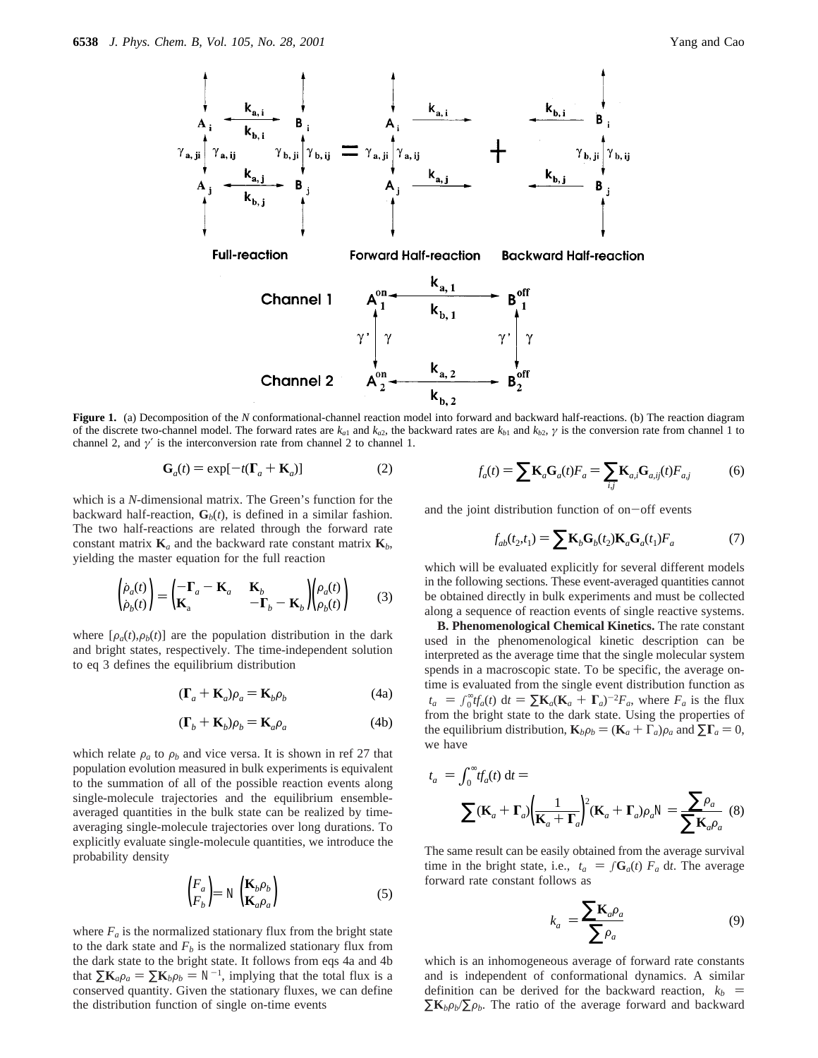**Figure 1.** (a) Decomposition of the $N$ conformational-channel reaction model into forward and backward half-reactions. (b) The reaction diagram of the discrete two-channel model. The forward rates are $k_{a1}$ and $k_{a2}$, the backward rates are $k_{b1}$ and $k_{b2}$, $\gamma$ is the conversion rate from channel 1 to channel 2, and $\gamma'$ is the interconversion rate from channel 2 to channel 1.

$$\mathbf{G}_a(t) = \exp[-t(\mathbf{\Gamma}_a + \mathbf{K}_a)] \tag{2}$$

which is a $N$-dimensional matrix. The Green's function for the backward half-reaction, $\mathbf{G}_b(t)$, is defined in a similar fashion. The two half-reactions are related through the forward rate constant matrix $\mathbf{K}_a$ and the backward rate constant matrix $\mathbf{K}_b$, yielding the master equation for the full reaction

$$\begin{pmatrix}\dot{\rho}_a(t)\\ \dot{\rho}_b(t)\end{pmatrix} = \begin{pmatrix}-\mathbf{\Gamma}_a - \mathbf{K}_a & \mathbf{K}_b\\ \mathbf{K}_a & -\mathbf{\Gamma}_b - \mathbf{K}_b\end{pmatrix}\begin{pmatrix}\rho_a(t)\\ \rho_b(t)\end{pmatrix} \tag{3}$$

where $[\rho_a(t),\rho_b(t)]$ are the population distribution in the dark and bright states, respectively. The time-independent solution to eq 3 defines the equilibrium distribution

$$(\mathbf{\Gamma}_a + \mathbf{K}_a)\rho_a = \mathbf{K}_b\rho_b \tag{4a}$$

$$(\mathbf{\Gamma}_b + \mathbf{K}_b)\rho_b = \mathbf{K}_a\rho_a \tag{4b}$$

which relate $\rho_a$ to $\rho_b$ and vice versa. It is shown in ref 27 that population evolution measured in bulk experiments is equivalent to the summation of all of the possible reaction events along single-molecule trajectories and the equilibrium ensemble-averaged quantities in the bulk state can be realized by time-averaging single-molecule trajectories over long durations. To explicitly evaluate single-molecule quantities, we introduce the probability density

$$\begin{pmatrix}F_a\\ F_b\end{pmatrix} = \mathrm{N}\begin{pmatrix}\mathbf{K}_b\rho_b\\ \mathbf{K}_a\rho_a\end{pmatrix} \tag{5}$$

where $F_a$ is the normalized stationary flux from the bright state to the dark state and $F_b$ is the normalized stationary flux from the dark state to the bright state. It follows from eqs 4a and 4b that $\sum\mathbf{K}_a\rho_a = \sum\mathbf{K}_b\rho_b = \mathrm{N}^{-1}$, implying that the total flux is a conserved quantity. Given the stationary fluxes, we can define the distribution function of single on-time events

$$f_a(t) = \sum\mathbf{K}_a\mathbf{G}_a(t)F_a = \sum_{i,j}\mathbf{K}_{a,i}\mathbf{G}_{a,ij}(t)F_{a,j} \tag{6}$$

and the joint distribution function of on-off events

$$f_{ab}(t_2,t_1) = \sum\mathbf{K}_b\mathbf{G}_b(t_2)\mathbf{K}_a\mathbf{G}_a(t_1)F_a \tag{7}$$

which will be evaluated explicitly for several different models in the following sections. These event-averaged quantities cannot be obtained directly in bulk experiments and must be collected along a sequence of reaction events of single reactive systems.

**B. Phenomenological Chemical Kinetics.** The rate constant used in the phenomenological kinetic description can be interpreted as the average time that the single molecular system spends in a macroscopic state. To be specific, the average on-time is evaluated from the single event distribution function as $\langle t_a\rangle = \int_0^\infty tf_a(t)\,dt = \sum\mathbf{K}_a(\mathbf{K}_a + \mathbf{\Gamma}_a)^{-2}F_a$, where $F_a$ is the flux from the bright state to the dark state. Using the properties of the equilibrium distribution, $\mathbf{K}_b\rho_b = (\mathbf{K}_a + \Gamma_a)\rho_a$ and $\sum\mathbf{\Gamma}_a = 0$, we have

$$\langle t_a\rangle = \int_0^\infty tf_a(t)\,dt = \sum(\mathbf{K}_a + \mathbf{\Gamma}_a)\left(\frac{1}{\mathbf{K}_a + \mathbf{\Gamma}_a}\right)^2(\mathbf{K}_a + \mathbf{\Gamma}_a)\rho_a\mathrm{N} = \frac{\sum\rho_a}{\sum\mathbf{K}_a\rho_a} \tag{8}$$

The same result can be easily obtained from the average survival time in the bright state, i.e., $\langle t_a\rangle = \int\mathbf{G}_a(t)\,F_a\,dt$. The average forward rate constant follows as

$$\langle k_a\rangle = \frac{\sum\mathbf{K}_a\rho_a}{\sum\rho_a} \tag{9}$$

which is an inhomogeneous average of forward rate constants and is independent of conformational dynamics. A similar definition can be derived for the backward reaction, $\langle k_b\rangle = \sum\mathbf{K}_b\rho_b/\sum\rho_b$. The ratio of the average forward and backward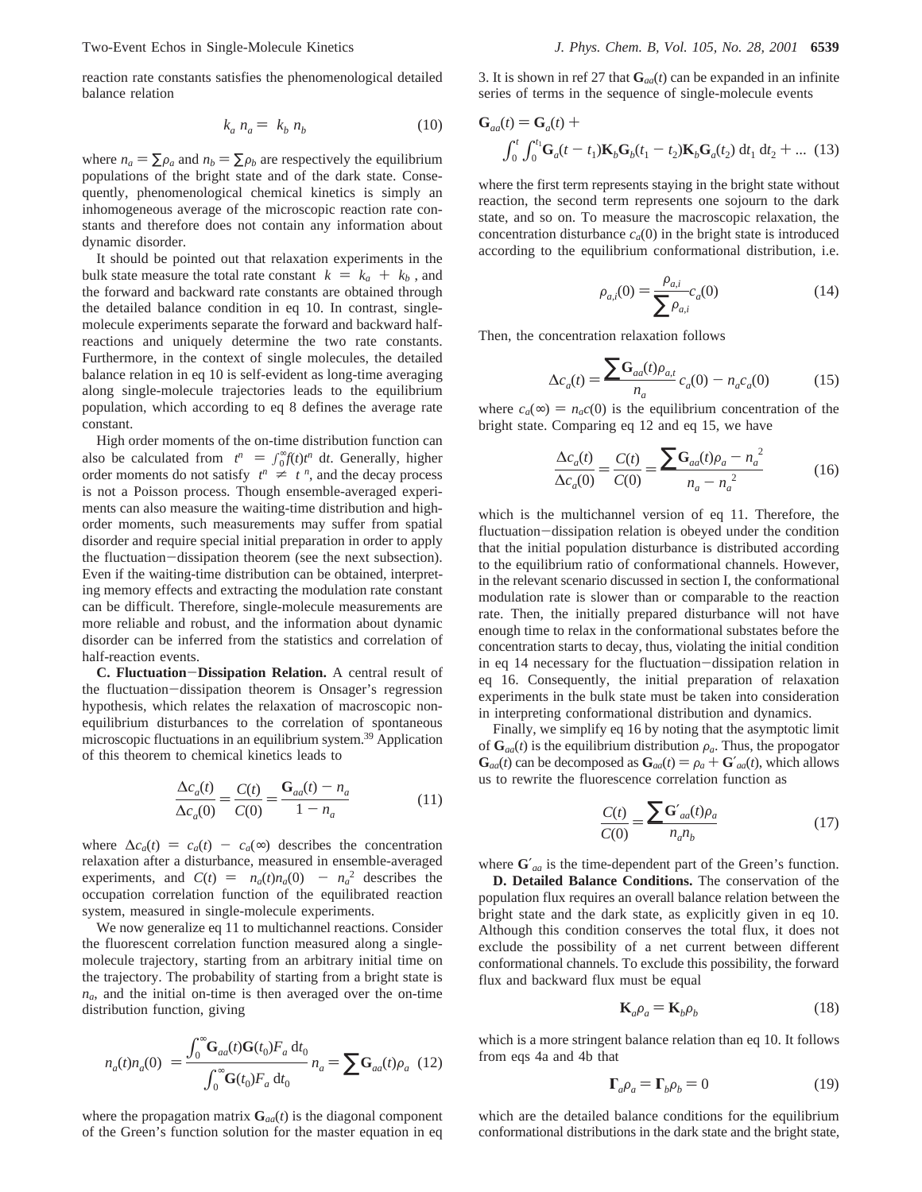reaction rate constants satisfies the phenomenological detailed balance relation

$$k_a\, n_a = k_b\, n_b \tag{10}$$

where $n_a = \sum \rho_a$ and $n_b = \sum \rho_b$ are respectively the equilibrium populations of the bright state and of the dark state. Consequently, phenomenological chemical kinetics is simply an inhomogeneous average of the microscopic reaction rate constants and therefore does not contain any information about dynamic disorder.

It should be pointed out that relaxation experiments in the bulk state measure the total rate constant $k = k_a + k_b$, and the forward and backward rate constants are obtained through the detailed balance condition in eq 10. In contrast, single-molecule experiments separate the forward and backward half-reactions and uniquely determine the two rate constants. Furthermore, in the context of single molecules, the detailed balance relation in eq 10 is self-evident as long-time averaging along single-molecule trajectories leads to the equilibrium population, which according to eq 8 defines the average rate constant.

High order moments of the on-time distribution function can also be calculated from $\langle t^n \rangle = \int_0^\infty f(t) t^n \, dt$. Generally, higher order moments do not satisfy $\langle t^n \rangle \neq \langle t \rangle^n$, and the decay process is not a Poisson process. Though ensemble-averaged experiments can also measure the waiting-time distribution and high-order moments, such measurements may suffer from spatial disorder and require special initial preparation in order to apply the fluctuation–dissipation theorem (see the next subsection). Even if the waiting-time distribution can be obtained, interpreting memory effects and extracting the modulation rate constant can be difficult. Therefore, single-molecule measurements are more reliable and robust, and the information about dynamic disorder can be inferred from the statistics and correlation of half-reaction events.

**C. Fluctuation–Dissipation Relation.** A central result of the fluctuation–dissipation theorem is Onsager's regression hypothesis, which relates the relaxation of macroscopic non-equilibrium disturbances to the correlation of spontaneous microscopic fluctuations in an equilibrium system.[39] Application of this theorem to chemical kinetics leads to

$$\frac{\Delta c_a(t)}{\Delta c_a(0)} = \frac{C(t)}{C(0)} = \frac{\mathbf{G}_{aa}(t) - n_a}{1 - n_a} \tag{11}$$

where $\Delta c_a(t) = c_a(t) - c_a(\infty)$ describes the concentration relaxation after a disturbance, measured in ensemble-averaged experiments, and $C(t) = \langle n_a(t) n_a(0) \rangle - n_a^2$ describes the occupation correlation function of the equilibrated reaction system, measured in single-molecule experiments.

We now generalize eq 11 to multichannel reactions. Consider the fluorescent correlation function measured along a single-molecule trajectory, starting from an arbitrary initial time on the trajectory. The probability of starting from a bright state is $n_a$, and the initial on-time is then averaged over the on-time distribution function, giving

$$\langle n_a(t) n_a(0) \rangle = \frac{\int_0^\infty \mathbf{G}_{aa}(t) \mathbf{G}(t_0) F_a \, dt_0}{\int_0^\infty \mathbf{G}(t_0) F_a \, dt_0} n_a = \sum \mathbf{G}_{aa}(t) \rho_a \tag{12}$$

where the propagation matrix $\mathbf{G}_{aa}(t)$ is the diagonal component of the Green's function solution for the master equation in eq 3. It is shown in ref 27 that $\mathbf{G}_{aa}(t)$ can be expanded in an infinite series of terms in the sequence of single-molecule events

$$\mathbf{G}_{aa}(t) = \mathbf{G}_a(t) + \int_0^t \int_0^{t_1} \mathbf{G}_a(t - t_1) \mathbf{K}_b \mathbf{G}_b(t_1 - t_2) \mathbf{K}_b \mathbf{G}_a(t_2) \, dt_1 \, dt_2 + ... \tag{13}$$

where the first term represents staying in the bright state without reaction, the second term represents one sojourn to the dark state, and so on. To measure the macroscopic relaxation, the concentration disturbance $c_a(0)$ in the bright state is introduced according to the equilibrium conformational distribution, i.e.

$$\rho_{a,i}(0) = \frac{\rho_{a,i}}{\sum \rho_{a,i}} c_a(0) \tag{14}$$

Then, the concentration relaxation follows

$$\Delta c_a(t) = \frac{\sum \mathbf{G}_{aa}(t) \rho_{a,t}}{n_a} c_a(0) - n_a c_a(0) \tag{15}$$

where $c_a(\infty) = n_a c(0)$ is the equilibrium concentration of the bright state. Comparing eq 12 and eq 15, we have

$$\frac{\Delta c_a(t)}{\Delta c_a(0)} = \frac{C(t)}{C(0)} = \frac{\sum \mathbf{G}_{aa}(t) \rho_a - n_a^2}{n_a - n_a^2} \tag{16}$$

which is the multichannel version of eq 11. Therefore, the fluctuation–dissipation relation is obeyed under the condition that the initial population disturbance is distributed according to the equilibrium ratio of conformational channels. However, in the relevant scenario discussed in section I, the conformational modulation rate is slower than or comparable to the reaction rate. Then, the initially prepared disturbance will not have enough time to relax in the conformational substates before the concentration starts to decay, thus, violating the initial condition in eq 14 necessary for the fluctuation–dissipation relation in eq 16. Consequently, the initial preparation of relaxation experiments in the bulk state must be taken into consideration in interpreting conformational distribution and dynamics.

Finally, we simplify eq 16 by noting that the asymptotic limit of $\mathbf{G}_{aa}(t)$ is the equilibrium distribution $\rho_a$. Thus, the propogator $\mathbf{G}_{aa}(t)$ can be decomposed as $\mathbf{G}_{aa}(t) = \rho_a + \mathbf{G}'_{aa}(t)$, which allows us to rewrite the fluorescence correlation function as

$$\frac{C(t)}{C(0)} = \frac{\sum \mathbf{G}'_{aa}(t) \rho_a}{n_a n_b} \tag{17}$$

where $\mathbf{G}'_{aa}$ is the time-dependent part of the Green's function.

**D. Detailed Balance Conditions.** The conservation of the population flux requires an overall balance relation between the bright state and the dark state, as explicitly given in eq 10. Although this condition conserves the total flux, it does not exclude the possibility of a net current between different conformational channels. To exclude this possibility, the forward flux and backward flux must be equal

$$\mathbf{K}_a \rho_a = \mathbf{K}_b \rho_b \tag{18}$$

which is a more stringent balance relation than eq 10. It follows from eqs 4a and 4b that

$$\mathbf{\Gamma}_a \rho_a = \mathbf{\Gamma}_b \rho_b = 0 \tag{19}$$

which are the detailed balance conditions for the equilibrium conformational distributions in the dark state and the bright state,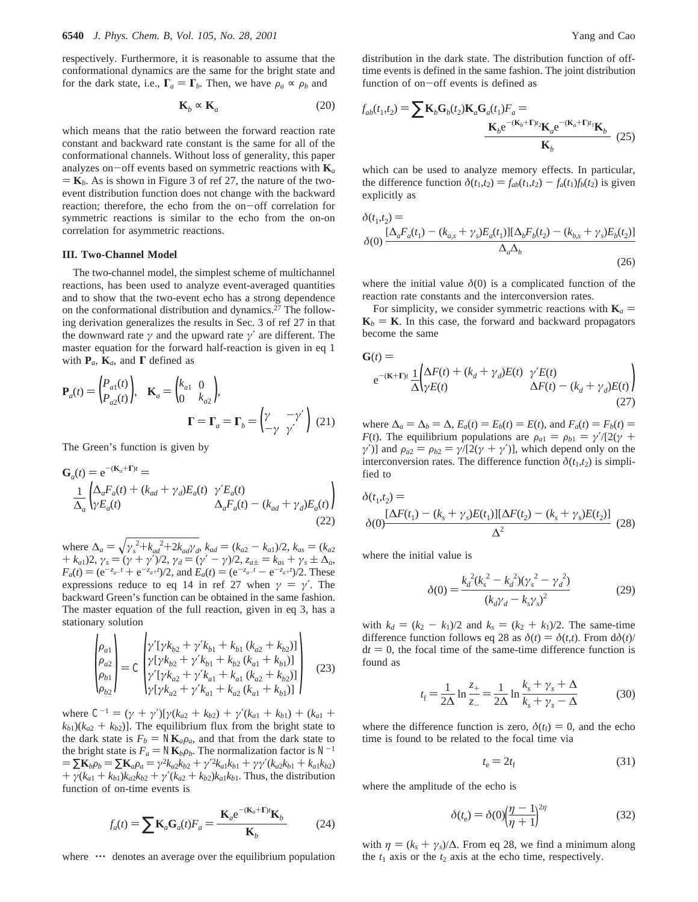respectively. Furthermore, it is reasonable to assume that the conformational dynamics are the same for the bright state and for the dark state, i.e., $\mathbf{\Gamma}_a = \mathbf{\Gamma}_b$. Then, we have $\rho_a \propto \rho_b$ and

$$\mathbf{K}_b \propto \mathbf{K}_a \tag{20}$$

which means that the ratio between the forward reaction rate constant and backward rate constant is the same for all of the conformational channels. Without loss of generality, this paper analyzes on−off events based on symmetric reactions with $\mathbf{K}_a = \mathbf{K}_b$. As is shown in Figure 3 of ref 27, the nature of the two-event distribution function does not change with the backward reaction; therefore, the echo from the on−off correlation for symmetric reactions is similar to the echo from the on-on correlation for asymmetric reactions.

## III. Two-Channel Model

The two-channel model, the simplest scheme of multichannel reactions, has been used to analyze event-averaged quantities and to show that the two-event echo has a strong dependence on the conformational distribution and dynamics.[27] The following derivation generalizes the results in Sec. 3 of ref 27 in that the downward rate $\gamma$ and the upward rate $\gamma'$ are different. The master equation for the forward half-reaction is given in eq 1 with $\mathbf{P}_a$, $\mathbf{K}_a$, and $\mathbf{\Gamma}$ defined as

$$\mathbf{P}_a(t) = \begin{pmatrix} P_{a1}(t) \\ P_{a2}(t) \end{pmatrix}, \quad \mathbf{K}_a = \begin{pmatrix} k_{a1} & 0 \\ 0 & k_{a2} \end{pmatrix}, \quad \mathbf{\Gamma} = \mathbf{\Gamma}_a = \mathbf{\Gamma}_b = \begin{pmatrix} \gamma & -\gamma' \\ -\gamma & \gamma' \end{pmatrix} \tag{21}$$

The Green's function is given by

$$\mathbf{G}_a(t) = e^{-(\mathbf{K}_a+\mathbf{\Gamma})t} = \frac{1}{\Delta_a}\begin{pmatrix} \Delta_a F_a(t) + (k_{ad} + \gamma_d)E_a(t) & \gamma' E_a(t) \\ \gamma E_a(t) & \Delta_a F_a(t) - (k_{ad} + \gamma_d)E_a(t) \end{pmatrix} \tag{22}$$

where $\Delta_a = \sqrt{\gamma_s^2 + k_{ad}^2 + 2k_{ad}\gamma_d}$, $k_{ad} = (k_{a2} - k_{a1})/2$, $k_{as} = (k_{a2} + k_{a1})2$, $\gamma_s = (\gamma + \gamma')/2$, $\gamma_d = (\gamma' - \gamma)/2$, $z_{a\pm} = k_{as} + \gamma_s \pm \Delta_a$, $F_a(t) = (e^{-z_{a-}t} + e^{-z_{a+}t})/2$, and $E_a(t) = (e^{-z_{a-}t} - e^{-z_{a+}t})/2$. These expressions reduce to eq 14 in ref 27 when $\gamma = \gamma'$. The backward Green's function can be obtained in the same fashion. The master equation of the full reaction, given in eq 3, has a stationary solution

$$\begin{pmatrix} \rho_{a1} \\ \rho_{a2} \\ \rho_{b1} \\ \rho_{b2} \end{pmatrix} = C \begin{pmatrix} \gamma'[\gamma k_{b2} + \gamma' k_{b1} + k_{b1}(k_{a2} + k_{b2})] \\ \gamma[\gamma k_{b2} + \gamma' k_{b1} + k_{b2}(k_{a1} + k_{b1})] \\ \gamma'[\gamma k_{a2} + \gamma' k_{a1} + k_{a1}(k_{a2} + k_{b2})] \\ \gamma[\gamma k_{a2} + \gamma' k_{a1} + k_{a2}(k_{a1} + k_{b1})] \end{pmatrix} \tag{23}$$

where $C^{-1} = (\gamma + \gamma')[\gamma(k_{a2} + k_{b2}) + \gamma'(k_{a1} + k_{b1}) + (k_{a1} + k_{b1})(k_{a2} + k_{b2})]$. The equilibrium flux from the bright state to the dark state is $F_b = N\,\mathbf{K}_a\rho_a$, and that from the dark state to the bright state is $F_a = N\,\mathbf{K}_b\rho_b$. The normalization factor is $N^{-1} = \sum \mathbf{K}_b\rho_b = \sum \mathbf{K}_a\rho_a = \gamma^2 k_{a2}k_{b2} + \gamma'^2 k_{a1}k_{b1} + \gamma\gamma'(k_{a2}k_{b1} + k_{a1}k_{b2}) + \gamma(k_{a1} + k_{b1})k_{a2}k_{b2} + \gamma'(k_{a2} + k_{b2})k_{a1}k_{b1}$. Thus, the distribution function of on-time events is

$$f_a(t) = \sum \mathbf{K}_a \mathbf{G}_a(t) F_a = \frac{\langle \mathbf{K}_a e^{-(\mathbf{K}_a+\mathbf{\Gamma})t}\mathbf{K}_b \rangle}{\langle \mathbf{K}_b \rangle} \tag{24}$$

where $\langle \cdots \rangle$ denotes an average over the equilibrium population distribution in the dark state. The distribution function of off-time events is defined in the same fashion. The joint distribution function of on−off events is defined as

$$f_{ab}(t_1,t_2) = \sum \mathbf{K}_b \mathbf{G}_b(t_2)\mathbf{K}_a \mathbf{G}_a(t_1) F_a = \frac{\langle \mathbf{K}_b e^{-(\mathbf{K}_b+\mathbf{\Gamma})t_2}\mathbf{K}_a e^{-(\mathbf{K}_a+\mathbf{\Gamma})t_1}\mathbf{K}_b \rangle}{\langle \mathbf{K}_b \rangle} \tag{25}$$

which can be used to analyze memory effects. In particular, the difference function $\delta(t_1,t_2) = f_{ab}(t_1,t_2) - f_a(t_1)f_b(t_2)$ is given explicitly as

$$\delta(t_1,t_2) = \delta(0)\frac{[\Delta_a F_a(t_1) - (k_{a,s} + \gamma_s)E_a(t_1)][\Delta_b F_b(t_2) - (k_{b,s} + \gamma_s)E_b(t_2)]}{\Delta_a \Delta_b} \tag{26}$$

where the initial value $\delta(0)$ is a complicated function of the reaction rate constants and the interconversion rates.

For simplicity, we consider symmetric reactions with $\mathbf{K}_a = \mathbf{K}_b = \mathbf{K}$. In this case, the forward and backward propagators become the same

$$\mathbf{G}(t) = e^{-(\mathbf{K}+\mathbf{\Gamma})t} = \frac{1}{\Delta}\begin{pmatrix} \Delta F(t) + (k_d + \gamma_d)E(t) & \gamma' E(t) \\ \gamma E(t) & \Delta F(t) - (k_d + \gamma_d)E(t) \end{pmatrix} \tag{27}$$

where $\Delta_a = \Delta_b = \Delta$, $E_a(t) = E_b(t) = E(t)$, and $F_a(t) = F_b(t) = F(t)$. The equilibrium populations are $\rho_{a1} = \rho_{b1} = \gamma'/[2(\gamma + \gamma')]$ and $\rho_{a2} = \rho_{b2} = \gamma/[2(\gamma + \gamma')]$, which depend only on the interconversion rates. The difference function $\delta(t_1,t_2)$ is simplified to

$$\delta(t_1,t_2) = \delta(0)\frac{[\Delta F(t_1) - (k_s + \gamma_s)E(t_1)][\Delta F(t_2) - (k_s + \gamma_s)E(t_2)]}{\Delta^2} \tag{28}$$

where the initial value is

$$\delta(0) = \frac{k_d^2(k_s^2 - k_d^2)(\gamma_s^2 - \gamma_d^2)}{(k_d\gamma_d - k_s\gamma_s)^2} \tag{29}$$

with $k_d = (k_2 - k_1)/2$ and $k_s = (k_2 + k_1)/2$. The same-time difference function follows eq 28 as $\delta(t) = \delta(t,t)$. From $d\delta(t)/dt = 0$, the focal time of the same-time difference function is found as

$$t_f = \frac{1}{2\Delta}\ln\frac{z_+}{z_-} = \frac{1}{2\Delta}\ln\frac{k_s + \gamma_s + \Delta}{k_s + \gamma_s - \Delta} \tag{30}$$

where the difference function is zero, $\delta(t_f) = 0$, and the echo time is found to be related to the focal time via

$$t_e = 2t_f \tag{31}$$

where the amplitude of the echo is

$$\delta(t_e) = \delta(0)\left(\frac{\eta - 1}{\eta + 1}\right)^{2\eta} \tag{32}$$

with $\eta = (k_s + \gamma_s)/\Delta$. From eq 28, we find a minimum along the $t_1$ axis or the $t_2$ axis at the echo time, respectively.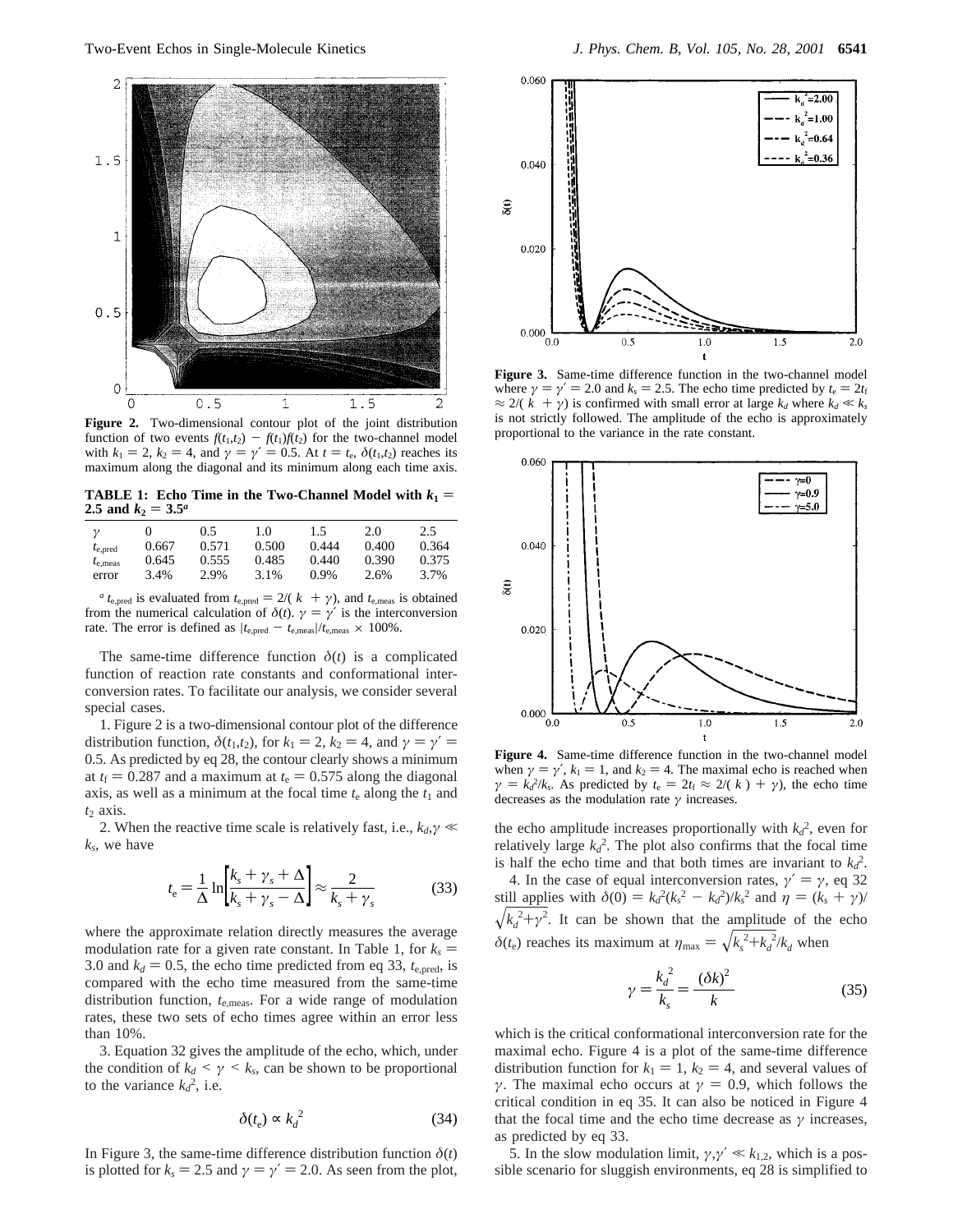**Figure 2.** Two-dimensional contour plot of the joint distribution function of two events $f(t_1,t_2) - f(t_1)f(t_2)$ for the two-channel model with $k_1 = 2$, $k_2 = 4$, and $\gamma = \gamma' = 0.5$. At $t = t_e$, $\delta(t_1,t_2)$ reaches its maximum along the diagonal and its minimum along each time axis.

**TABLE 1: Echo Time in the Two-Channel Model with $k_1 = 2.5$ and $k_2 = 3.5$**[a]

| $\gamma$ | 0 | 0.5 | 1.0 | 1.5 | 2.0 | 2.5 |
|---|---|---|---|---|---|---|
| $t_{e,pred}$ | 0.667 | 0.571 | 0.500 | 0.444 | 0.400 | 0.364 |
| $t_{e,meas}$ | 0.645 | 0.555 | 0.485 | 0.440 | 0.390 | 0.375 |
| error | 3.4% | 2.9% | 3.1% | 0.9% | 2.6% | 3.7% |

[a] $t_{e,pred}$ is evaluated from $t_{e,pred} = 2/(\langle k \rangle + \gamma)$, and $t_{e,meas}$ is obtained from the numerical calculation of $\delta(t)$. $\gamma = \gamma'$ is the interconversion rate. The error is defined as $|t_{e,pred} - t_{e,meas}|/t_{e,meas} \times 100\%$.

The same-time difference function $\delta(t)$ is a complicated function of reaction rate constants and conformational interconversion rates. To facilitate our analysis, we consider several special cases.

1. Figure 2 is a two-dimensional contour plot of the difference distribution function, $\delta(t_1,t_2)$, for $k_1 = 2$, $k_2 = 4$, and $\gamma = \gamma' = 0.5$. As predicted by eq 28, the contour clearly shows a minimum at $t_f = 0.287$ and a maximum at $t_e = 0.575$ along the diagonal axis, as well as a minimum at the focal time $t_e$ along the $t_1$ and $t_2$ axis.

2. When the reactive time scale is relatively fast, i.e., $k_d,\gamma \ll k_s$, we have

$$t_e = \frac{1}{\Delta}\ln\left[\frac{k_s + \gamma_s + \Delta}{k_s + \gamma_s - \Delta}\right] \approx \frac{2}{k_s + \gamma_s} \tag{33}$$

where the approximate relation directly measures the average modulation rate for a given rate constant. In Table 1, for $k_s = 3.0$ and $k_d = 0.5$, the echo time predicted from eq 33, $t_{e,pred}$, is compared with the echo time measured from the same-time distribution function, $t_{e,meas}$. For a wide range of modulation rates, these two sets of echo times agree within an error less than 10%.

3. Equation 32 gives the amplitude of the echo, which, under the condition of $k_d < \gamma < k_s$, can be shown to be proportional to the variance $k_d^2$, i.e.

$$\delta(t_e) \propto k_d^2 \tag{34}$$

In Figure 3, the same-time difference distribution function $\delta(t)$ is plotted for $k_s = 2.5$ and $\gamma = \gamma' = 2.0$. As seen from the plot, the echo amplitude increases proportionally with $k_d^2$, even for relatively large $k_d^2$. The plot also confirms that the focal time is half the echo time and that both times are invariant to $k_d^2$.

**Figure 3.** Same-time difference function in the two-channel model where $\gamma = \gamma' = 2.0$ and $k_s = 2.5$. The echo time predicted by $t_e = 2t_f \approx 2/(\langle k \rangle + \gamma)$ is confirmed with small error at large $k_d$ where $k_d \ll k_s$ is not strictly followed. The amplitude of the echo is approximately proportional to the variance in the rate constant.

**Figure 4.** Same-time difference function in the two-channel model when $\gamma = \gamma'$, $k_1 = 1$, and $k_2 = 4$. The maximal echo is reached when $\gamma = k_d^2/k_s$. As predicted by $t_e = 2t_f \approx 2/(\langle k \rangle + \gamma)$, the echo time decreases as the modulation rate $\gamma$ increases.

4. In the case of equal interconversion rates, $\gamma' = \gamma$, eq 32 still applies with $\delta(0) = k_d^2(k_s^2 - k_d^2)/k_s^2$ and $\eta = (k_s + \gamma)/\sqrt{k_d^2+\gamma^2}$. It can be shown that the amplitude of the echo $\delta(t_e)$ reaches its maximum at $\eta_{max} = \sqrt{k_s^2+k_d^2}/k_d$ when

$$\gamma = \frac{k_d^2}{k_s} = \frac{\langle(\delta k)^2\rangle}{\langle k \rangle} \tag{35}$$

which is the critical conformational interconversion rate for the maximal echo. Figure 4 is a plot of the same-time difference distribution function for $k_1 = 1$, $k_2 = 4$, and several values of $\gamma$. The maximal echo occurs at $\gamma = 0.9$, which follows the critical condition in eq 35. It can also be noticed in Figure 4 that the focal time and the echo time decrease as $\gamma$ increases, as predicted by eq 33.

5. In the slow modulation limit, $\gamma,\gamma' \ll k_{1,2}$, which is a possible scenario for sluggish environments, eq 28 is simplified to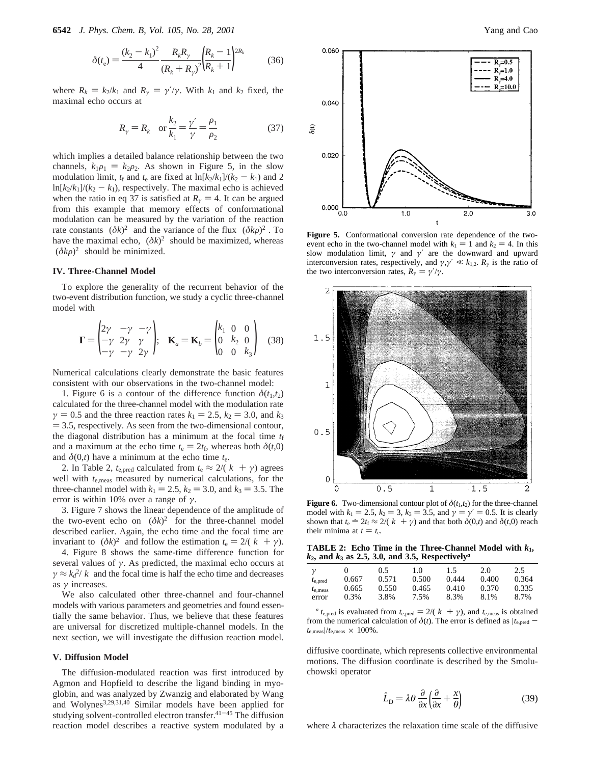$$\delta(t_e) = \frac{(k_2 - k_1)^2}{4} \frac{R_k R_\gamma}{(R_k + R_\gamma)^2} \left(\frac{R_k - 1}{R_k + 1}\right)^{2R_k} \quad (36)$$

where $R_k = k_2/k_1$ and $R_\gamma = \gamma'/\gamma$. With $k_1$ and $k_2$ fixed, the maximal echo occurs at

$$R_\gamma = R_k \quad \text{or} \; \frac{k_2}{k_1} = \frac{\gamma'}{\gamma} = \frac{\rho_1}{\rho_2} \quad (37)$$

which implies a detailed balance relationship between the two channels, $k_1\rho_1 = k_2\rho_2$. As shown in Figure 5, in the slow modulation limit, $t_f$ and $t_e$ are fixed at $\ln[k_2/k_1]/(k_2 - k_1)$ and $2 \ln[k_2/k_1]/(k_2 - k_1)$, respectively. The maximal echo is achieved when the ratio in eq 37 is satisfied at $R_\gamma = 4$. It can be argued from this example that memory effects of conformational modulation can be measured by the variation of the reaction rate constants $\langle(\delta k)^2\rangle$ and the variance of the flux $\langle(\delta k\rho)^2\rangle$. To have the maximal echo, $\langle(\delta k)^2\rangle$ should be maximized, whereas $\langle(\delta k\rho)^2\rangle$ should be minimized.

**Figure 5.** Conformational conversion rate dependence of the two-event echo in the two-channel model with $k_1 = 1$ and $k_2 = 4$. In this slow modulation limit, $\gamma$ and $\gamma'$ are the downward and upward interconversion rates, respectively, and $\gamma, \gamma' \ll k_{1,2}$. $R_\gamma$ is the ratio of the two interconversion rates, $R_\gamma = \gamma'/\gamma$.

## IV. Three-Channel Model

To explore the generality of the recurrent behavior of the two-event distribution function, we study a cyclic three-channel model with

$$\mathbf{\Gamma} = \begin{pmatrix} 2\gamma & -\gamma & -\gamma \\ -\gamma & 2\gamma & \gamma \\ -\gamma & -\gamma & 2\gamma \end{pmatrix}; \quad \mathbf{K}_a = \mathbf{K}_b = \begin{pmatrix} k_1 & 0 & 0 \\ 0 & k_2 & 0 \\ 0 & 0 & k_3 \end{pmatrix} \quad (38)$$

Numerical calculations clearly demonstrate the basic features consistent with our observations in the two-channel model:

1. Figure 6 is a contour of the difference function $\delta(t_1,t_2)$ calculated for the three-channel model with the modulation rate $\gamma = 0.5$ and the three reaction rates $k_1 = 2.5$, $k_2 = 3.0$, and $k_3 = 3.5$, respectively. As seen from the two-dimensional contour, the diagonal distribution has a minimum at the focal time $t_f$ and a maximum at the echo time $t_e = 2t_f$, whereas both $\delta(t,0)$ and $\delta(0,t)$ have a minimum at the echo time $t_e$.

2. In Table 2, $t_{e,pred}$ calculated from $t_e \approx 2/(\langle k\rangle + \gamma)$ agrees well with $t_{e,meas}$ measured by numerical calculations, for the three-channel model with $k_1 = 2.5$, $k_2 = 3.0$, and $k_3 = 3.5$. The error is within 10% over a range of $\gamma$.

3. Figure 7 shows the linear dependence of the amplitude of the two-event echo on $\langle(\delta k)^2\rangle$ for the three-channel model described earlier. Again, the echo time and the focal time are invariant to $\langle(\delta k)^2\rangle$ and follow the estimation $t_e = 2/(\langle k\rangle + \gamma)$.

4. Figure 8 shows the same-time difference function for several values of $\gamma$. As predicted, the maximal echo occurs at $\gamma \approx k_d^2/\langle k\rangle$ and the focal time is half the echo time and decreases as $\gamma$ increases.

We also calculated other three-channel and four-channel models with various parameters and geometries and found essentially the same behavior. Thus, we believe that these features are universal for discretized multiple-channel models. In the next section, we will investigate the diffusion reaction model.

**Figure 6.** Two-dimensional contour plot of $\delta(t_1,t_2)$ for the three-channel model with $k_1 = 2.5$, $k_2 = 3$, $k_3 = 3.5$, and $\gamma = \gamma' = 0.5$. It is clearly shown that $t_e \doteq 2t_f \approx 2/(\langle k\rangle + \gamma)$ and that both $\delta(0,t)$ and $\delta(t,0)$ reach their minima at $t = t_e$.

**TABLE 2: Echo Time in the Three-Channel Model with $k_1$, $k_2$, and $k_3$ as 2.5, 3.0, and 3.5, Respectively[a]**

| $\gamma$ | 0 | 0.5 | 1.0 | 1.5 | 2.0 | 2.5 |
|---|---|---|---|---|---|---|
| $t_{e,pred}$ | 0.667 | 0.571 | 0.500 | 0.444 | 0.400 | 0.364 |
| $t_{e,meas}$ | 0.665 | 0.550 | 0.465 | 0.410 | 0.370 | 0.335 |
| error | 0.3% | 3.8% | 7.5% | 8.3% | 8.1% | 8.7% |

[a] $t_{e,pred}$ is evaluated from $t_{e,pred} = 2/(\langle k\rangle + \gamma)$, and $t_{e,meas}$ is obtained from the numerical calculation of $\delta(t)$. The error is defined as $|t_{e,pred} - t_{e,meas}|/t_{e,meas} \times 100\%$.

## V. Diffusion Model

The diffusion-modulated reaction was first introduced by Agmon and Hopfield to describe the ligand binding in myoglobin, and was analyzed by Zwanzig and elaborated by Wang and Wolynes[3,29,31,40] Similar models have been applied for studying solvent-controlled electron transfer.[41-45] The diffusion reaction model describes a reactive system modulated by a diffusive coordinate, which represents collective environmental motions. The diffusion coordinate is described by the Smoluchowski operator

$$\hat{L}_D = \lambda\theta \frac{\partial}{\partial x}\left(\frac{\partial}{\partial x} + \frac{x}{\theta}\right) \quad (39)$$

where $\lambda$ characterizes the relaxation time scale of the diffusive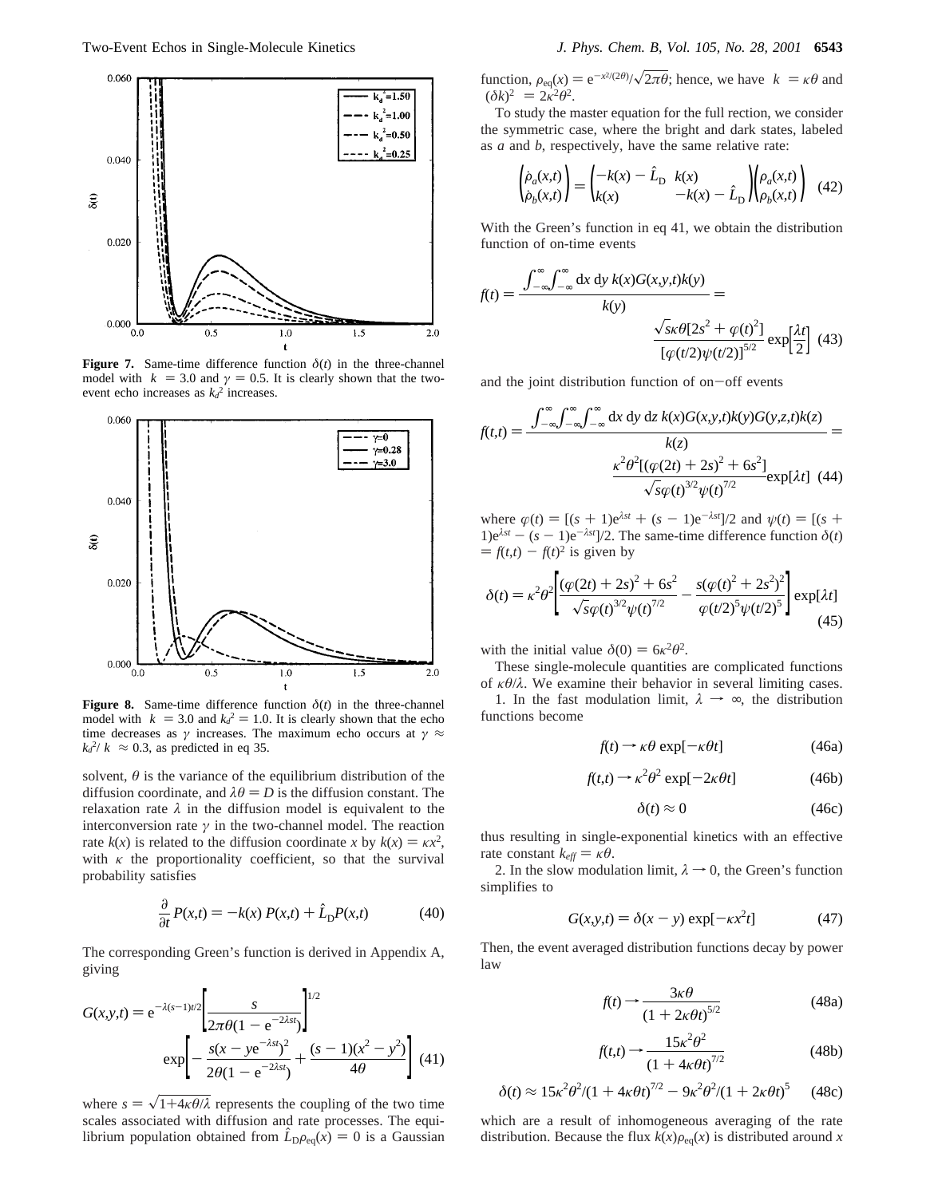**Figure 7.** Same-time difference function $\delta(t)$ in the three-channel model with $\bar{k} = 3.0$ and $\gamma = 0.5$. It is clearly shown that the two-event echo increases as $k_d^2$ increases.

**Figure 8.** Same-time difference function $\delta(t)$ in the three-channel model with $\bar{k} = 3.0$ and $k_d^2 = 1.0$. It is clearly shown that the echo time decreases as $\gamma$ increases. The maximum echo occurs at $\gamma \approx k_d^2/\bar{k} \approx 0.3$, as predicted in eq 35.

solvent, $\theta$ is the variance of the equilibrium distribution of the diffusion coordinate, and $\lambda\theta = D$ is the diffusion constant. The relaxation rate $\lambda$ in the diffusion model is equivalent to the interconversion rate $\gamma$ in the two-channel model. The reaction rate $k(x)$ is related to the diffusion coordinate $x$ by $k(x) = \kappa x^2$, with $\kappa$ the proportionality coefficient, so that the survival probability satisfies

$$\frac{\partial}{\partial t} P(x,t) = -k(x)\, P(x,t) + \hat{L}_D P(x,t) \tag{40}$$

The corresponding Green's function is derived in Appendix A, giving

$$G(x,y,t) = e^{-\lambda(s-1)t/2}\left[\frac{s}{2\pi\theta(1 - e^{-2\lambda st})}\right]^{1/2} \exp\left[-\frac{s(x - ye^{-\lambda st})^2}{2\theta(1 - e^{-2\lambda st})} + \frac{(s-1)(x^2 - y^2)}{4\theta}\right] \tag{41}$$

where $s = \sqrt{1+4\kappa\theta/\lambda}$ represents the coupling of the two time scales associated with diffusion and rate processes. The equilibrium population obtained from $\hat{L}_D\rho_{eq}(x) = 0$ is a Gaussian function, $\rho_{eq}(x) = e^{-x^2/(2\theta)}/\sqrt{2\pi\theta}$; hence, we have $\bar{k} = \kappa\theta$ and $(\delta k)^2 = 2\kappa^2\theta^2$.

To study the master equation for the full rection, we consider the symmetric case, where the bright and dark states, labeled as $a$ and $b$, respectively, have the same relative rate:

$$\begin{pmatrix} \dot{\rho}_a(x,t) \\ \dot{\rho}_b(x,t) \end{pmatrix} = \begin{pmatrix} -k(x) - \hat{L}_D & k(x) \\ k(x) & -k(x) - \hat{L}_D \end{pmatrix} \begin{pmatrix} \rho_a(x,t) \\ \rho_b(x,t) \end{pmatrix} \tag{42}$$

With the Green's function in eq 41, we obtain the distribution function of on-time events

$$f(t) = \frac{\int_{-\infty}^{\infty}\int_{-\infty}^{\infty} dx\, dy\, k(x)G(x,y,t)k(y)}{\overline{k(y)}} = \frac{\sqrt{s}\kappa\theta[2s^2 + \varphi(t)^2]}{[\varphi(t/2)\psi(t/2)]^{5/2}} \exp\left[\frac{\lambda t}{2}\right] \tag{43}$$

and the joint distribution function of on–off events

$$f(t,t) = \frac{\int_{-\infty}^{\infty}\int_{-\infty}^{\infty}\int_{-\infty}^{\infty} dx\, dy\, dz\, k(x)G(x,y,t)k(y)G(y,z,t)k(z)}{\overline{k(z)}} = \frac{\kappa^2\theta^2[(\varphi(2t) + 2s)^2 + 6s^2]}{\sqrt{s}\varphi(t)^{3/2}\psi(t)^{7/2}} \exp[\lambda t] \tag{44}$$

where $\varphi(t) = [(s + 1)e^{\lambda st} + (s - 1)e^{-\lambda st}]/2$ and $\psi(t) = [(s + 1)e^{\lambda st} - (s - 1)e^{-\lambda st}]/2$. The same-time difference function $\delta(t) = f(t,t) - f(t)^2$ is given by

$$\delta(t) = \kappa^2\theta^2\left[\frac{(\varphi(2t) + 2s)^2 + 6s^2}{\sqrt{s}\varphi(t)^{3/2}\psi(t)^{7/2}} - \frac{s(\varphi(t)^2 + 2s^2)^2}{\varphi(t/2)^5\psi(t/2)^5}\right] \exp[\lambda t] \tag{45}$$

with the initial value $\delta(0) = 6\kappa^2\theta^2$.

These single-molecule quantities are complicated functions of $\kappa\theta/\lambda$. We examine their behavior in several limiting cases.

1. In the fast modulation limit, $\lambda \to \infty$, the distribution functions become

$$f(t) \to \kappa\theta \exp[-\kappa\theta t] \tag{46a}$$

$$f(t,t) \to \kappa^2\theta^2 \exp[-2\kappa\theta t] \tag{46b}$$

$$\delta(t) \approx 0 \tag{46c}$$

thus resulting in single-exponential kinetics with an effective rate constant $k_{eff} = \kappa\theta$.

2. In the slow modulation limit, $\lambda \to 0$, the Green's function simplifies to

$$G(x,y,t) = \delta(x - y) \exp[-\kappa x^2 t] \tag{47}$$

Then, the event averaged distribution functions decay by power law

$$f(t) \to \frac{3\kappa\theta}{(1 + 2\kappa\theta t)^{5/2}} \tag{48a}$$

$$f(t,t) \to \frac{15\kappa^2\theta^2}{(1 + 4\kappa\theta t)^{7/2}} \tag{48b}$$

$$\delta(t) \approx 15\kappa^2\theta^2/(1 + 4\kappa\theta t)^{7/2} - 9\kappa^2\theta^2/(1 + 2\kappa\theta t)^5 \tag{48c}$$

which are a result of inhomogeneous averaging of the rate distribution. Because the flux $k(x)\rho_{eq}(x)$ is distributed around $x$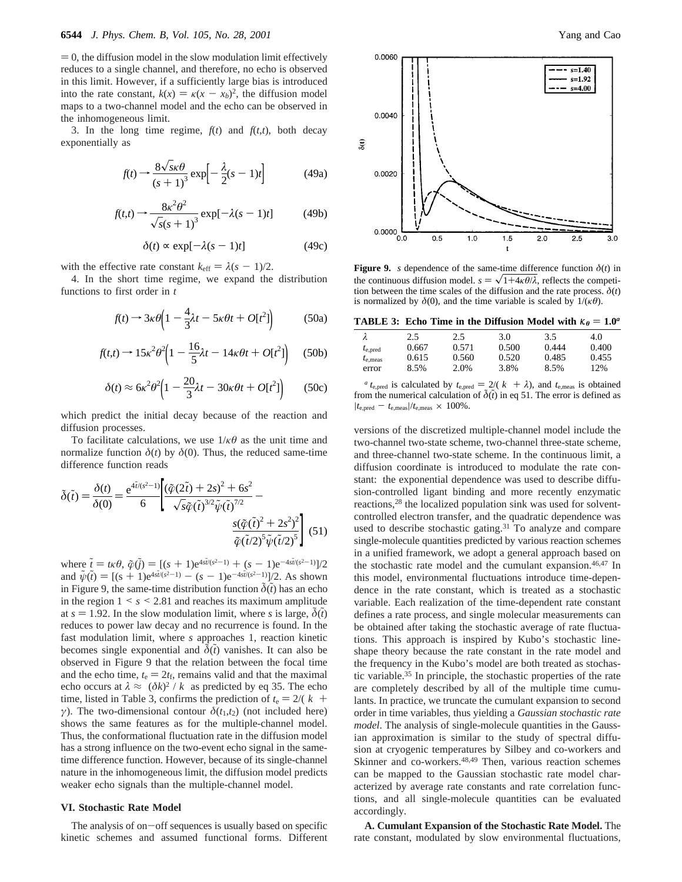= 0, the diffusion model in the slow modulation limit effectively reduces to a single channel, and therefore, no echo is observed in this limit. However, if a sufficiently large bias is introduced into the rate constant, $k(x) = \kappa(x - x_b)^2$, the diffusion model maps to a two-channel model and the echo can be observed in the inhomogeneous limit.

3. In the long time regime, $f(t)$ and $f(t,t)$, both decay exponentially as

$$f(t) \rightarrow \frac{8\sqrt{s}\kappa\theta}{(s+1)^3}\exp\left[-\frac{\lambda}{2}(s-1)t\right] \tag{49a}$$

$$f(t,t) \rightarrow \frac{8\kappa^2\theta^2}{\sqrt{s}(s+1)^3}\exp[-\lambda(s-1)t] \tag{49b}$$

$$\delta(t) \propto \exp[-\lambda(s-1)t] \tag{49c}$$

with the effective rate constant $k_{\text{eff}} = \lambda(s - 1)/2$.

4. In the short time regime, we expand the distribution functions to first order in $t$

$$f(t) \rightarrow 3\kappa\theta\left(1 - \frac{4}{3}\lambda t - 5\kappa\theta t + O[t^2]\right) \tag{50a}$$

$$f(t,t) \rightarrow 15\kappa^2\theta^2\left(1 - \frac{16}{5}\lambda t - 14\kappa\theta t + O[t^2]\right) \tag{50b}$$

$$\delta(t) \approx 6\kappa^2\theta^2\left(1 - \frac{20}{3}\lambda t - 30\kappa\theta t + O[t^2]\right) \tag{50c}$$

which predict the initial decay because of the reaction and diffusion processes.

To facilitate calculations, we use $1/\kappa\theta$ as the unit time and normalize function $\delta(t)$ by $\delta(0)$. Thus, the reduced same-time difference function reads

$$\tilde{\delta}(\tilde{t}) = \frac{\delta(t)}{\delta(0)} = \frac{e^{4\tilde{t}/(s^2-1)}}{6}\left[\frac{(\tilde{\varphi}(2\tilde{t}) + 2s)^2 + 6s^2}{\sqrt{s}\tilde{\varphi}(\tilde{t})^{3/2}\tilde{\psi}(\tilde{t})^{7/2}} - \frac{s(\tilde{\varphi}(\tilde{t})^2 + 2s^2)^2}{\tilde{\varphi}(\tilde{t}/2)^5\tilde{\psi}(\tilde{t}/2)^5}\right] \tag{51}$$

where $\tilde{t} = t\kappa\theta$, $\tilde{\varphi}(\tilde{j}) = [(s+1)e^{4s\tilde{t}/(s^2-1)} + (s-1)e^{-4s\tilde{t}/(s^2-1)}]/2$ and $\tilde{\psi}(\tilde{t}) = [(s+1)e^{4s\tilde{t}/(s^2-1)} - (s-1)e^{-4s\tilde{t}/(s^2-1)}]/2$. As shown in Figure 9, the same-time distribution function $\tilde{\delta}(\tilde{t})$ has an echo in the region $1 < s < 2.81$ and reaches its maximum amplitude at $s = 1.92$. In the slow modulation limit, where $s$ is large, $\tilde{\delta}(\tilde{t})$ reduces to power law decay and no recurrence is found. In the fast modulation limit, where $s$ approaches 1, reaction kinetic becomes single exponential and $\tilde{\delta}(\tilde{t})$ vanishes. It can also be observed in Figure 9 that the relation between the focal time and the echo time, $t_e = 2t_f$, remains valid and that the maximal echo occurs at $\lambda \approx (\delta k)^2 / k$ as predicted by eq 35. The echo time, listed in Table 3, confirms the prediction of $t_e = 2/(k + \gamma)$. The two-dimensional contour $\delta(t_1,t_2)$ (not included here) shows the same features as for the multiple-channel model. Thus, the conformational fluctuation rate in the diffusion model has a strong influence on the two-event echo signal in the same-time difference function. However, because of its single-channel nature in the inhomogeneous limit, the diffusion model predicts weaker echo signals than the multiple-channel model.

**Figure 9.** $s$ dependence of the same-time difference function $\delta(t)$ in the continuous diffusion model. $s = \sqrt{1+4\kappa\theta/\lambda}$, reflects the competition between the time scales of the diffusion and the rate process. $\delta(t)$ is normalized by $\delta(0)$, and the time variable is scaled by $1/(\kappa\theta)$.

**TABLE 3: Echo Time in the Diffusion Model with $\kappa_\theta = 1.0$[a]**

| $\lambda$ | 2.5 | 2.5 | 3.0 | 3.5 | 4.0 |
|---|---|---|---|---|---|
| $t_{e,\text{pred}}$ | 0.667 | 0.571 | 0.500 | 0.444 | 0.400 |
| $t_{e,\text{meas}}$ | 0.615 | 0.560 | 0.520 | 0.485 | 0.455 |
| error | 8.5% | 2.0% | 3.8% | 8.5% | 12% |

[a] $t_{e,\text{pred}}$ is calculated by $t_{e,\text{pred}} = 2/(k + \lambda)$, and $t_{e,\text{meas}}$ is obtained from the numerical calculation of $\tilde{\delta}(\tilde{t})$ in eq 51. The error is defined as $|t_{e,\text{pred}} - t_{e,\text{meas}}|/t_{e,\text{meas}} \times 100\%$.

## VI. Stochastic Rate Model

The analysis of on−off sequences is usually based on specific kinetic schemes and assumed functional forms. Different versions of the discretized multiple-channel model include the two-channel two-state scheme, two-channel three-state scheme, and three-channel two-state scheme. In the continuous limit, a diffusion coordinate is introduced to modulate the rate constant: the exponential dependence was used to describe diffusion-controlled ligant binding and more recently enzymatic reactions,[28] the localized population sink was used for solvent-controlled electron transfer, and the quadratic dependence was used to describe stochastic gating.[31] To analyze and compare single-molecule quantities predicted by various reaction schemes in a unified framework, we adopt a general approach based on the stochastic rate model and the cumulant expansion.[46,47] In this model, environmental fluctuations introduce time-dependence in the rate constant, which is treated as a stochastic variable. Each realization of the time-dependent rate constant defines a rate process, and single molecular measurements can be obtained after taking the stochastic average of rate fluctuations. This approach is inspired by Kubo's stochastic line-shape theory because the rate constant in the rate model and the frequency in the Kubo's model are both treated as stochastic variable.[35] In principle, the stochastic properties of the rate are completely described by all of the multiple time cumulants. In practice, we truncate the cumulant expansion to second order in time variables, thus yielding a *Gaussian stochastic rate model*. The analysis of single-molecule quantities in the Gaussian approximation is similar to the study of spectral diffusion at cryogenic temperatures by Silbey and co-workers and Skinner and co-workers.[48,49] Then, various reaction schemes can be mapped to the Gaussian stochastic rate model characterized by average rate constants and rate correlation functions, and all single-molecule quantities can be evaluated accordingly.

**A. Cumulant Expansion of the Stochastic Rate Model.** The rate constant, modulated by slow environmental fluctuations,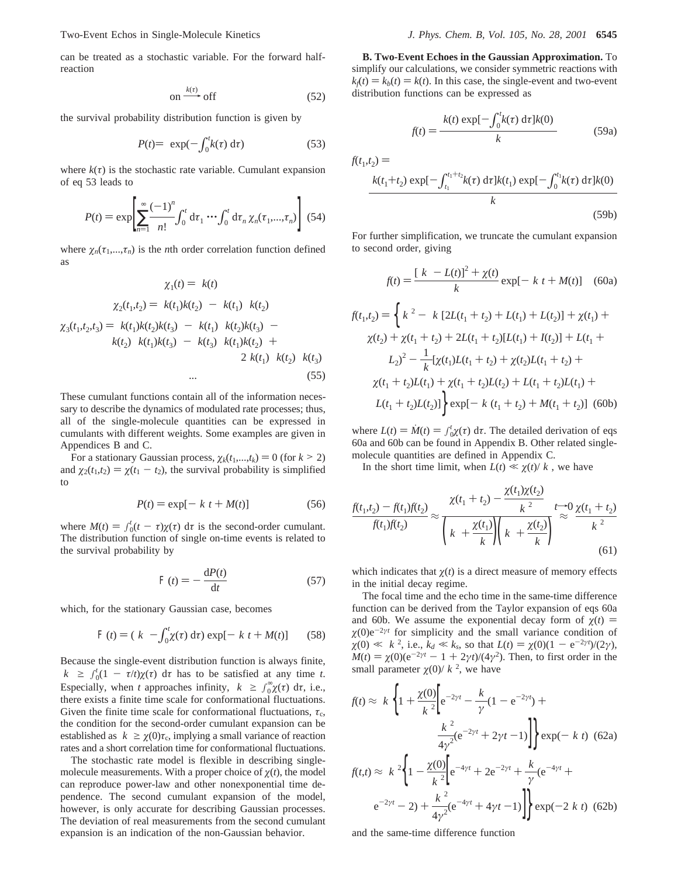can be treated as a stochastic variable. For the forward half-reaction

$$\text{on} \xrightarrow{k(\tau)} \text{off} \tag{52}$$

the survival probability distribution function is given by

$$P(t) = \langle \exp(-\int_0^t k(\tau)\, d\tau) \rangle \tag{53}$$

where $k(\tau)$ is the stochastic rate variable. Cumulant expansion of eq 53 leads to

$$P(t) = \exp\left[\sum_{n=1}^{\infty} \frac{(-1)^n}{n!} \int_0^t d\tau_1 \cdots \int_0^t d\tau_n\, \chi_n(\tau_1,...,\tau_n)\right] \tag{54}$$

where $\chi_n(\tau_1,...,\tau_n)$ is the $n$th order correlation function defined as

$$\begin{aligned}
\chi_1(t) &= \langle k(t) \rangle \\
\chi_2(t_1,t_2) &= \langle k(t_1)k(t_2) \rangle - \langle k(t_1) \rangle \langle k(t_2) \rangle \\
\chi_3(t_1,t_2,t_3) &= \langle k(t_1)k(t_2)k(t_3) \rangle - \langle k(t_1) \rangle \langle k(t_2)k(t_3) \rangle - \\
&\quad \langle k(t_2) \rangle \langle k(t_1)k(t_3) \rangle - \langle k(t_3) \rangle \langle k(t_1)k(t_2) \rangle + \\
&\quad 2\langle k(t_1) \rangle \langle k(t_2) \rangle \langle k(t_3) \rangle \\
&\cdots
\end{aligned} \tag{55}$$

These cumulant functions contain all of the information necessary to describe the dynamics of modulated rate processes; thus, all of the single-molecule quantities can be expressed in cumulants with different weights. Some examples are given in Appendices B and C.

For a stationary Gaussian process, $\chi_k(t_1,...,t_k) = 0$ (for $k > 2$) and $\chi_2(t_1,t_2) = \chi(t_1 - t_2)$, the survival probability is simplified to

$$P(t) = \exp[-\langle k \rangle t + M(t)] \tag{56}$$

where $M(t) = \int_0^t (t - \tau)\chi(\tau)\, d\tau$ is the second-order cumulant. The distribution function of single on-time events is related to the survival probability by

$$\Phi(t) = -\frac{dP(t)}{dt} \tag{57}$$

which, for the stationary Gaussian case, becomes

$$\Phi(t) = (\langle k \rangle - \int_0^t \chi(\tau)\, d\tau) \exp[-\langle k \rangle t + M(t)] \tag{58}$$

Because the single-event distribution function is always finite, $\langle k \rangle \geq \int_0^t (1 - \tau/t)\chi(\tau)\, d\tau$ has to be satisfied at any time $t$. Especially, when $t$ approaches infinity, $\langle k \rangle \geq \int_0^\infty \chi(\tau)\, d\tau$, i.e., there exists a finite time scale for conformational fluctuations. Given the finite time scale for conformational fluctuations, $\tau_c$, the condition for the second-order cumulant expansion can be established as $\langle k \rangle \geq \chi(0)\tau_c$, implying a small variance of reaction rates and a short correlation time for conformational fluctuations.

The stochastic rate model is flexible in describing single-molecule measurements. With a proper choice of $\chi(t)$, the model can reproduce power-law and other nonexponential time dependence. The second cumulant expansion of the model, however, is only accurate for describing Gaussian processes. The deviation of real measurements from the second cumulant expansion is an indication of the non-Gaussian behavior.

**B. Two-Event Echoes in the Gaussian Approximation.** To simplify our calculations, we consider symmetric reactions with $k_f(t) = k_b(t) = k(t)$. In this case, the single-event and two-event distribution functions can be expressed as

$$f(t) = \frac{\langle k(t) \exp[-\int_0^t k(\tau)\, d\tau] k(0) \rangle}{\langle k \rangle} \tag{59a}$$

$$f(t_1,t_2) = \frac{\langle k(t_1+t_2) \exp[-\int_{t_1}^{t_1+t_2} k(\tau)\, d\tau] k(t_1) \exp[-\int_0^{t_1} k(\tau)\, d\tau] k(0) \rangle}{\langle k \rangle} \tag{59b}$$

For further simplification, we truncate the cumulant expansion to second order, giving

$$f(t) = \frac{[\langle k \rangle - L(t)]^2 + \chi(t)}{\langle k \rangle} \exp[-\langle k \rangle t + M(t)] \tag{60a}$$

$$\begin{aligned}
f(t_1,t_2) = \Big\{ &\langle k \rangle^2 - \langle k \rangle [2L(t_1 + t_2) + L(t_1) + L(t_2)] + \chi(t_1) + \\
&\chi(t_2) + \chi(t_1 + t_2) + 2L(t_1 + t_2)[L(t_1) + I(t_2)] + L(t_1 + \\
&L_2)^2 - \frac{1}{\langle k \rangle}[\chi(t_1)L(t_1 + t_2) + \chi(t_2)L(t_1 + t_2) + \\
&\chi(t_1 + t_2)L(t_1) + \chi(t_1 + t_2)L(t_2) + L(t_1 + t_2)L(t_1) + \\
&L(t_1 + t_2)L(t_2)] \Big\} \exp[-\langle k \rangle (t_1 + t_2) + M(t_1 + t_2)]
\end{aligned} \tag{60b}$$

where $L(t) = \dot{M}(t) = \int_0^t \chi(\tau)\, d\tau$. The detailed derivation of eqs 60a and 60b can be found in Appendix B. Other related single-molecule quantities are defined in Appendix C.

In the short time limit, when $L(t) \ll \chi(t)/\langle k \rangle$, we have

$$\frac{f(t_1,t_2) - f(t_1)f(t_2)}{f(t_1)f(t_2)} \approx \frac{\chi(t_1 + t_2) - \dfrac{\chi(t_1)\chi(t_2)}{\langle k \rangle^2}}{\left(\langle k \rangle + \dfrac{\chi(t_1)}{\langle k \rangle}\right)\left(\langle k \rangle + \dfrac{\chi(t_2)}{\langle k \rangle}\right)} \overset{t \to 0}{\approx} \frac{\chi(t_1 + t_2)}{\langle k \rangle^2} \tag{61}$$

which indicates that $\chi(t)$ is a direct measure of memory effects in the initial decay regime.

The focal time and the echo time in the same-time difference function can be derived from the Taylor expansion of eqs 60a and 60b. We assume the exponential decay form of $\chi(t) = \chi(0)e^{-2\gamma t}$ for simplicity and the small variance condition of $\chi(0) \ll \langle k \rangle^2$, i.e., $k_d \ll k_s$, so that $L(t) = \chi(0)(1 - e^{-2\gamma t})/(2\gamma)$, $M(t) = \chi(0)(e^{-2\gamma t} - 1 + 2\gamma t)/(4\gamma^2)$. Then, to first order in the small parameter $\chi(0)/\langle k \rangle^2$, we have

$$f(t) \approx \langle k \rangle \left\{1 + \frac{\chi(0)}{\langle k \rangle^2}\left[e^{-2\gamma t} - \frac{\langle k \rangle}{\gamma}(1 - e^{-2\gamma t}) + \frac{\langle k \rangle^2}{4\gamma^2}(e^{-2\gamma t} + 2\gamma t - 1)\right]\right\} \exp(-\langle k \rangle t) \tag{62a}$$

$$f(t,t) \approx \langle k \rangle^2 \left\{1 - \frac{\chi(0)}{\langle k \rangle^2}\left[e^{-4\gamma t} + 2e^{-2\gamma t} + \frac{\langle k \rangle}{\gamma}(e^{-4\gamma t} + e^{-2\gamma t} - 2) + \frac{\langle k \rangle^2}{4\gamma^2}(e^{-4\gamma t} + 4\gamma t - 1)\right]\right\} \exp(-2\langle k \rangle t) \tag{62b}$$

and the same-time difference function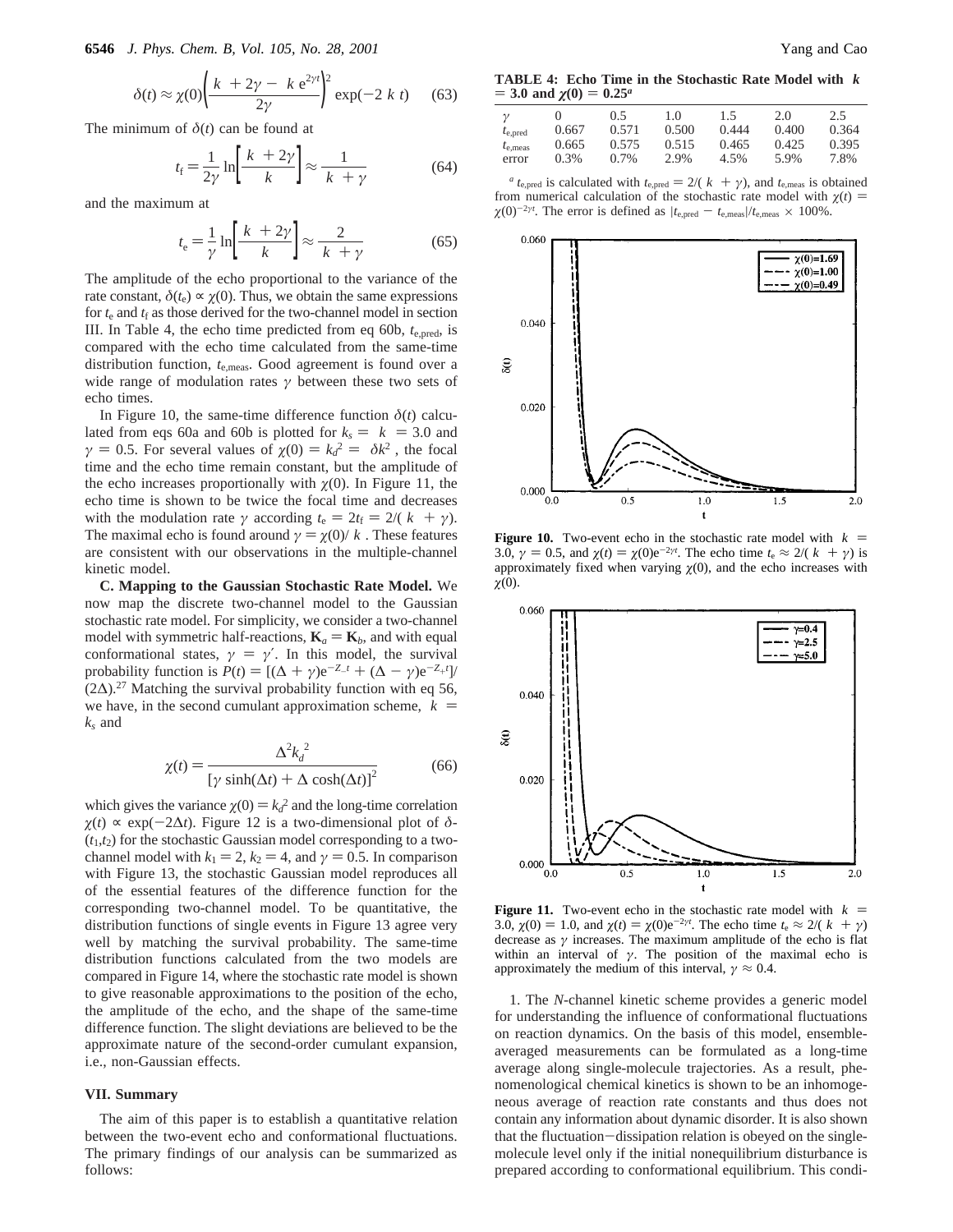$$\delta(t) \approx \chi(0)\left(\frac{\langle k \rangle + 2\gamma - \langle k \rangle\, e^{2\gamma t}}{2\gamma}\right)^2 \exp(-2\langle k \rangle t) \qquad (63)$$

The minimum of $\delta(t)$ can be found at

$$t_f = \frac{1}{2\gamma}\ln\left[\frac{\langle k \rangle + 2\gamma}{\langle k \rangle}\right] \approx \frac{1}{\langle k \rangle + \gamma} \qquad (64)$$

and the maximum at

$$t_e = \frac{1}{\gamma}\ln\left[\frac{\langle k \rangle + 2\gamma}{\langle k \rangle}\right] \approx \frac{2}{\langle k \rangle + \gamma} \qquad (65)$$

The amplitude of the echo proportional to the variance of the rate constant, $\delta(t_e) \propto \chi(0)$. Thus, we obtain the same expressions for $t_e$ and $t_f$ as those derived for the two-channel model in section III. In Table 4, the echo time predicted from eq 60b, $t_{e,pred}$, is compared with the echo time calculated from the same-time distribution function, $t_{e,meas}$. Good agreement is found over a wide range of modulation rates $\gamma$ between these two sets of echo times.

In Figure 10, the same-time difference function $\delta(t)$ calculated from eqs 60a and 60b is plotted for $k_s = \langle k \rangle = 3.0$ and $\gamma = 0.5$. For several values of $\chi(0) = k_d^2 = \langle \delta k^2 \rangle$, the focal time and the echo time remain constant, but the amplitude of the echo increases proportionally with $\chi(0)$. In Figure 11, the echo time is shown to be twice the focal time and decreases with the modulation rate $\gamma$ according $t_e = 2t_f = 2/(\langle k \rangle + \gamma)$. The maximal echo is found around $\gamma = \chi(0)/\langle k \rangle$. These features are consistent with our observations in the multiple-channel kinetic model.

**C. Mapping to the Gaussian Stochastic Rate Model.** We now map the discrete two-channel model to the Gaussian stochastic rate model. For simplicity, we consider a two-channel model with symmetric half-reactions, $\mathbf{K}_a = \mathbf{K}_b$, and with equal conformational states, $\gamma = \gamma'$. In this model, the survival probability function is $P(t) = [(\Delta + \gamma)e^{-Z_- t} + (\Delta - \gamma)e^{-Z_+ t}]/(2\Delta)$.[27] Matching the survival probability function with eq 56, we have, in the second cumulant approximation scheme, $\langle k \rangle = k_s$ and

$$\chi(t) = \frac{\Delta^2 k_d^{\,2}}{[\gamma \sinh(\Delta t) + \Delta \cosh(\Delta t)]^2} \qquad (66)$$

which gives the variance $\chi(0) = k_d^2$ and the long-time correlation $\chi(t) \propto \exp(-2\Delta t)$. Figure 12 is a two-dimensional plot of $\delta(t_1,t_2)$ for the stochastic Gaussian model corresponding to a two-channel model with $k_1 = 2$, $k_2 = 4$, and $\gamma = 0.5$. In comparison with Figure 13, the stochastic Gaussian model reproduces all of the essential features of the difference function for the corresponding two-channel model. To be quantitative, the distribution functions of single events in Figure 13 agree very well by matching the survival probability. The same-time distribution functions calculated from the two models are compared in Figure 14, where the stochastic rate model is shown to give reasonable approximations to the position of the echo, the amplitude of the echo, and the shape of the same-time difference function. The slight deviations are believed to be the approximate nature of the second-order cumulant expansion, i.e., non-Gaussian effects.

## VII. Summary

The aim of this paper is to establish a quantitative relation between the two-event echo and conformational fluctuations. The primary findings of our analysis can be summarized as follows:

**TABLE 4: Echo Time in the Stochastic Rate Model with $\langle k \rangle = 3.0$ and $\chi(0) = 0.25$[a]**

| $\gamma$ | 0 | 0.5 | 1.0 | 1.5 | 2.0 | 2.5 |
|---|---|---|---|---|---|---|
| $t_{e,pred}$ | 0.667 | 0.571 | 0.500 | 0.444 | 0.400 | 0.364 |
| $t_{e,meas}$ | 0.665 | 0.575 | 0.515 | 0.465 | 0.425 | 0.395 |
| error | 0.3% | 0.7% | 2.9% | 4.5% | 5.9% | 7.8% |

[a] $t_{e,pred}$ is calculated with $t_{e,pred} = 2/(\langle k \rangle + \gamma)$, and $t_{e,meas}$ is obtained from numerical calculation of the stochastic rate model with $\chi(t) = \chi(0)e^{-2\gamma t}$. The error is defined as $|t_{e,pred} - t_{e,meas}|/t_{e,meas} \times 100\%$.

**Figure 10.** Two-event echo in the stochastic rate model with $\langle k \rangle = 3.0$, $\gamma = 0.5$, and $\chi(t) = \chi(0)e^{-2\gamma t}$. The echo time $t_e \approx 2/(\langle k \rangle + \gamma)$ is approximately fixed when varying $\chi(0)$, and the echo increases with $\chi(0)$.

**Figure 11.** Two-event echo in the stochastic rate model with $\langle k \rangle = 3.0$, $\chi(0) = 1.0$, and $\chi(t) = \chi(0)e^{-2\gamma t}$. The echo time $t_e \approx 2/(\langle k \rangle + \gamma)$ decrease as $\gamma$ increases. The maximum amplitude of the echo is flat within an interval of $\gamma$. The position of the maximal echo is approximately the medium of this interval, $\gamma \approx 0.4$.

1. The $N$-channel kinetic scheme provides a generic model for understanding the influence of conformational fluctuations on reaction dynamics. On the basis of this model, ensemble-averaged measurements can be formulated as a long-time average along single-molecule trajectories. As a result, phenomenological chemical kinetics is shown to be an inhomogeneous average of reaction rate constants and thus does not contain any information about dynamic disorder. It is also shown that the fluctuation−dissipation relation is obeyed on the single-molecule level only if the initial nonequilibrium disturbance is prepared according to conformational equilibrium. This condi-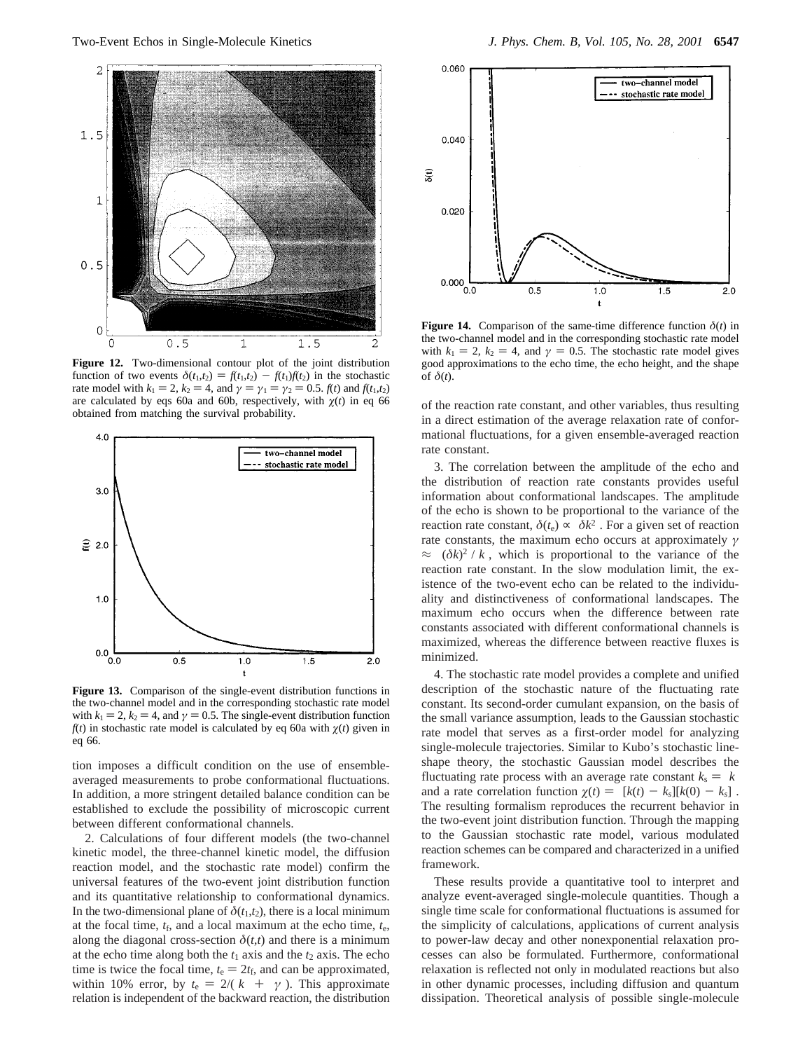**Figure 12.** Two-dimensional contour plot of the joint distribution function of two events $\delta(t_1,t_2) = f(t_1,t_2) - f(t_1)f(t_2)$ in the stochastic rate model with $k_1 = 2$, $k_2 = 4$, and $\gamma = \gamma_1 = \gamma_2 = 0.5$. $f(t)$ and $f(t_1,t_2)$ are calculated by eqs 60a and 60b, respectively, with $\chi(t)$ in eq 66 obtained from matching the survival probability.

**Figure 13.** Comparison of the single-event distribution functions in the two-channel model and in the corresponding stochastic rate model with $k_1 = 2$, $k_2 = 4$, and $\gamma = 0.5$. The single-event distribution function $f(t)$ in stochastic rate model is calculated by eq 60a with $\chi(t)$ given in eq 66.

tion imposes a difficult condition on the use of ensemble-averaged measurements to probe conformational fluctuations. In addition, a more stringent detailed balance condition can be established to exclude the possibility of microscopic current between different conformational channels.

2. Calculations of four different models (the two-channel kinetic model, the three-channel kinetic model, the diffusion reaction model, and the stochastic rate model) confirm the universal features of the two-event joint distribution function and its quantitative relationship to conformational dynamics. In the two-dimensional plane of $\delta(t_1,t_2)$, there is a local minimum at the focal time, $t_f$, and a local maximum at the echo time, $t_e$, along the diagonal cross-section $\delta(t,t)$ and there is a minimum at the echo time along both the $t_1$ axis and the $t_2$ axis. The echo time is twice the focal time, $t_e = 2t_f$, and can be approximated, within 10% error, by $t_e = 2/(\langle k \rangle + \gamma)$. This approximate relation is independent of the backward reaction, the distribution of the reaction rate constant, and other variables, thus resulting in a direct estimation of the average relaxation rate of conformational fluctuations, for a given ensemble-averaged reaction rate constant.

**Figure 14.** Comparison of the same-time difference function $\delta(t)$ in the two-channel model and in the corresponding stochastic rate model with $k_1 = 2$, $k_2 = 4$, and $\gamma = 0.5$. The stochastic rate model gives good approximations to the echo time, the echo height, and the shape of $\delta(t)$.

3. The correlation between the amplitude of the echo and the distribution of reaction rate constants provides useful information about conformational landscapes. The amplitude of the echo is shown to be proportional to the variance of the reaction rate constant, $\delta(t_e) \propto \langle \delta k^2 \rangle$. For a given set of reaction rate constants, the maximum echo occurs at approximately $\gamma \approx \langle (\delta k)^2 \rangle / \langle k \rangle$, which is proportional to the variance of the reaction rate constant. In the slow modulation limit, the existence of the two-event echo can be related to the individuality and distinctiveness of conformational landscapes. The maximum echo occurs when the difference between rate constants associated with different conformational channels is maximized, whereas the difference between reactive fluxes is minimized.

4. The stochastic rate model provides a complete and unified description of the stochastic nature of the fluctuating rate constant. Its second-order cumulant expansion, on the basis of the small variance assumption, leads to the Gaussian stochastic rate model that serves as a first-order model for analyzing single-molecule trajectories. Similar to Kubo's stochastic line-shape theory, the stochastic Gaussian model describes the fluctuating rate process with an average rate constant $k_s = \langle k \rangle$ and a rate correlation function $\chi(t) = \langle [k(t) - k_s][k(0) - k_s] \rangle$. The resulting formalism reproduces the recurrent behavior in the two-event joint distribution function. Through the mapping to the Gaussian stochastic rate model, various modulated reaction schemes can be compared and characterized in a unified framework.

These results provide a quantitative tool to interpret and analyze event-averaged single-molecule quantities. Though a single time scale for conformational fluctuations is assumed for the simplicity of calculations, applications of current analysis to power-law decay and other nonexponential relaxation processes can also be formulated. Furthermore, conformational relaxation is reflected not only in modulated reactions but also in other dynamic processes, including diffusion and quantum dissipation. Theoretical analysis of possible single-molecule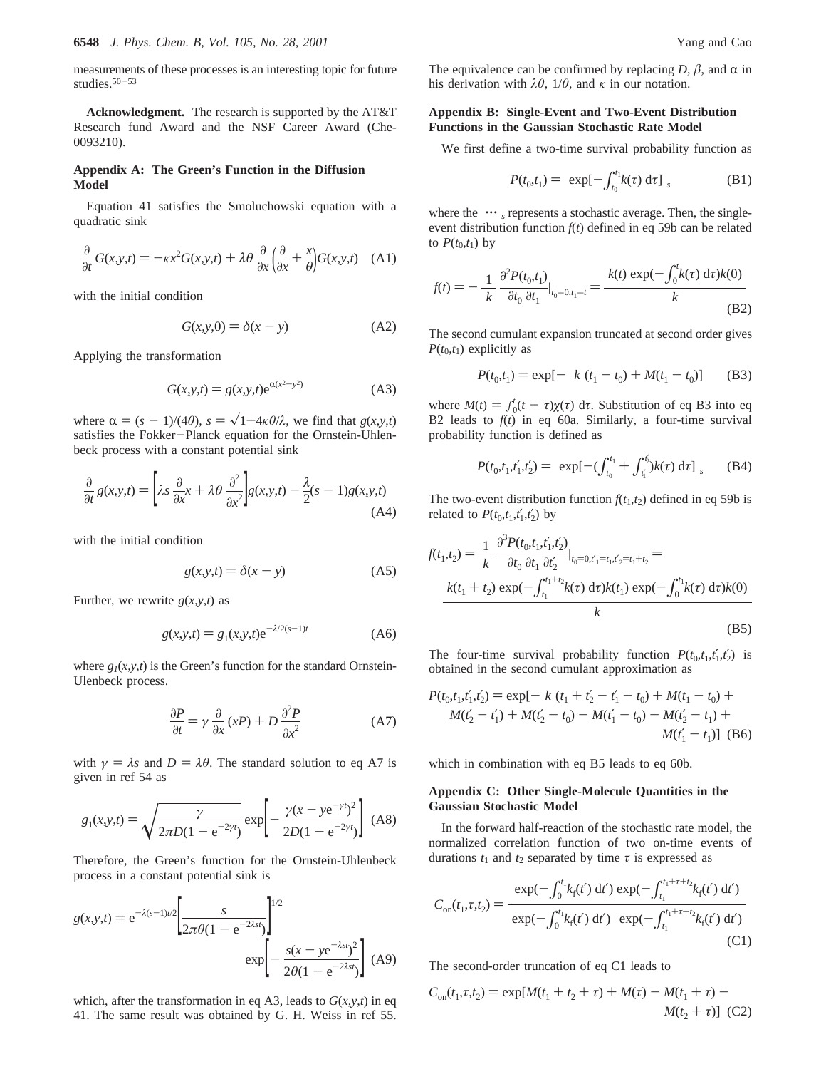measurements of these processes is an interesting topic for future studies.[50−53]

**Acknowledgment.** The research is supported by the AT&T Research fund Award and the NSF Career Award (Che-0093210).

## Appendix A: The Green's Function in the Diffusion Model

Equation 41 satisfies the Smoluchowski equation with a quadratic sink

$$\frac{\partial}{\partial t}G(x,y,t) = -\kappa x^2 G(x,y,t) + \lambda\theta \frac{\partial}{\partial x}\left(\frac{\partial}{\partial x} + \frac{x}{\theta}\right)G(x,y,t) \quad \text{(A1)}$$

with the initial condition

$$G(x,y,0) = \delta(x - y) \quad \text{(A2)}$$

Applying the transformation

$$G(x,y,t) = g(x,y,t)e^{\alpha(x^2-y^2)} \quad \text{(A3)}$$

where $\alpha = (s - 1)/(4\theta)$, $s = \sqrt{1+4\kappa\theta/\lambda}$, we find that $g(x,y,t)$ satisfies the Fokker−Planck equation for the Ornstein-Uhlenbeck process with a constant potential sink

$$\frac{\partial}{\partial t}g(x,y,t) = \left[\lambda s \frac{\partial}{\partial x}x + \lambda\theta \frac{\partial^2}{\partial x^2}\right]g(x,y,t) - \frac{\lambda}{2}(s-1)g(x,y,t) \quad \text{(A4)}$$

with the initial condition

$$g(x,y,t) = \delta(x - y) \quad \text{(A5)}$$

Further, we rewrite $g(x,y,t)$ as

$$g(x,y,t) = g_1(x,y,t)e^{-\lambda/2(s-1)t} \quad \text{(A6)}$$

where $g_1(x,y,t)$ is the Green's function for the standard Ornstein-Ulenbeck process.

$$\frac{\partial P}{\partial t} = \gamma \frac{\partial}{\partial x}(xP) + D\frac{\partial^2 P}{\partial x^2} \quad \text{(A7)}$$

with $\gamma = \lambda s$ and $D = \lambda\theta$. The standard solution to eq A7 is given in ref 54 as

$$g_1(x,y,t) = \sqrt{\frac{\gamma}{2\pi D(1 - e^{-2\gamma t})}} \exp\left[-\frac{\gamma(x - ye^{-\gamma t})^2}{2D(1 - e^{-2\gamma t})}\right] \quad \text{(A8)}$$

Therefore, the Green's function for the Ornstein-Uhlenbeck process in a constant potential sink is

$$g(x,y,t) = e^{-\lambda(s-1)t/2}\left[\frac{s}{2\pi\theta(1 - e^{-2\lambda st})}\right]^{1/2} \exp\left[-\frac{s(x - ye^{-\lambda st})^2}{2\theta(1 - e^{-2\lambda st})}\right] \quad \text{(A9)}$$

which, after the transformation in eq A3, leads to $G(x,y,t)$ in eq 41. The same result was obtained by G. H. Weiss in ref 55. The equivalence can be confirmed by replacing $D$, $\beta$, and $\alpha$ in his derivation with $\lambda\theta$, $1/\theta$, and $\kappa$ in our notation.

## Appendix B: Single-Event and Two-Event Distribution Functions in the Gaussian Stochastic Rate Model

We first define a two-time survival probability function as

$$P(t_0,t_1) = \langle \exp[-\int_{t_0}^{t_1} k(\tau)\, d\tau]\rangle_s \quad \text{(B1)}$$

where the $\langle \cdots \rangle_s$ represents a stochastic average. Then, the single-event distribution function $f(t)$ defined in eq 59b can be related to $P(t_0,t_1)$ by

$$f(t) = -\frac{1}{\langle k\rangle} \frac{\partial^2 P(t_0,t_1)}{\partial t_0\, \partial t_1}\Big|_{t_0=0,t_1=t} = \frac{\langle k(t) \exp(-\int_0^t k(\tau)\, d\tau)k(0)\rangle}{\langle k\rangle} \quad \text{(B2)}$$

The second cumulant expansion truncated at second order gives $P(t_0,t_1)$ explicitly as

$$P(t_0,t_1) = \exp[-\langle k\rangle (t_1 - t_0) + M(t_1 - t_0)] \quad \text{(B3)}$$

where $M(t) = \int_0^t (t - \tau)\chi(\tau)\, d\tau$. Substitution of eq B3 into eq B2 leads to $f(t)$ in eq 60a. Similarly, a four-time survival probability function is defined as

$$P(t_0,t_1,t_1',t_2') = \langle \exp[-(\int_{t_0}^{t_1} + \int_{t_1'}^{t_2'})k(\tau)\, d\tau]\rangle_s \quad \text{(B4)}$$

The two-event distribution function $f(t_1,t_2)$ defined in eq 59b is related to $P(t_0,t_1,t_1',t_2')$ by

$$f(t_1,t_2) = \frac{1}{\langle k\rangle} \frac{\partial^3 P(t_0,t_1,t_1',t_2')}{\partial t_0\, \partial t_1\, \partial t_2'}\Big|_{t_0=0,t_1'=t_1,t_2'=t_1+t_2} = \frac{\langle k(t_1 + t_2) \exp(-\int_{t_1}^{t_1+t_2} k(\tau)\, d\tau)k(t_1) \exp(-\int_0^{t_1} k(\tau)\, d\tau)k(0)\rangle}{\langle k\rangle} \quad \text{(B5)}$$

The four-time survival probability function $P(t_0,t_1,t_1',t_2')$ is obtained in the second cumulant approximation as

$$P(t_0,t_1,t_1',t_2') = \exp[-\langle k\rangle (t_1 + t_2' - t_1' - t_0) + M(t_1 - t_0) + M(t_2' - t_1') + M(t_2' - t_0) - M(t_1' - t_0) - M(t_2' - t_1) + M(t_1' - t_1)] \quad \text{(B6)}$$

which in combination with eq B5 leads to eq 60b.

## Appendix C: Other Single-Molecule Quantities in the Gaussian Stochastic Model

In the forward half-reaction of the stochastic rate model, the normalized correlation function of two on-time events of durations $t_1$ and $t_2$ separated by time $\tau$ is expressed as

$$C_{\text{on}}(t_1,\tau,t_2) = \frac{\langle \exp(-\int_0^{t_1} k_f(t')\, dt') \exp(-\int_{t_1}^{t_1+\tau+t_2} k_f(t')\, dt')\rangle}{\langle \exp(-\int_0^{t_1} k_f(t')\, dt')\rangle \langle \exp(-\int_{t_1}^{t_1+\tau+t_2} k_f(t')\, dt')\rangle} \quad \text{(C1)}$$

The second-order truncation of eq C1 leads to

$$C_{\text{on}}(t_1,\tau,t_2) = \exp[M(t_1 + t_2 + \tau) + M(\tau) - M(t_1 + \tau) - M(t_2 + \tau)] \quad \text{(C2)}$$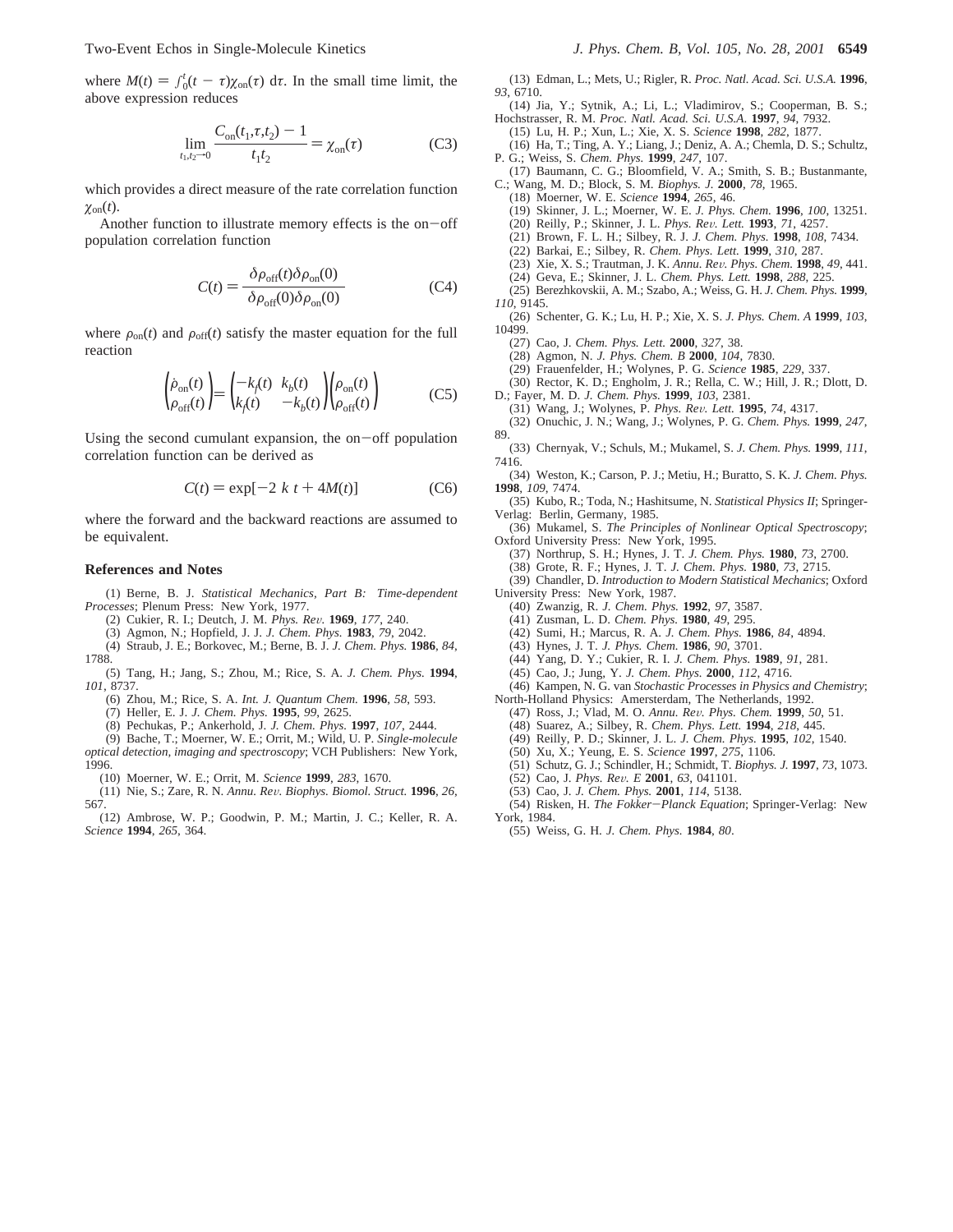where $M(t) = \int_0^t (t-\tau)\chi_{on}(\tau)\, d\tau$. In the small time limit, the above expression reduces

$$\lim_{t_1,t_2\to 0} \frac{C_{on}(t_1,\tau,t_2) - 1}{t_1 t_2} = \chi_{on}(\tau) \tag{C3}$$

which provides a direct measure of the rate correlation function $\chi_{on}(t)$.

Another function to illustrate memory effects is the on−off population correlation function

$$C(t) = \frac{\delta\rho_{off}(t)\delta\rho_{on}(0)}{\delta\rho_{off}(0)\delta\rho_{on}(0)} \tag{C4}$$

where $\rho_{on}(t)$ and $\rho_{off}(t)$ satisfy the master equation for the full reaction

$$\begin{pmatrix} \dot{\rho}_{on}(t) \\ \rho_{off}(t) \end{pmatrix} = \begin{pmatrix} -k_f(t) & k_b(t) \\ k_f(t) & -k_b(t) \end{pmatrix} \begin{pmatrix} \rho_{on}(t) \\ \rho_{off}(t) \end{pmatrix} \tag{C5}$$

Using the second cumulant expansion, the on−off population correlation function can be derived as

$$C(t) = \exp[-2\ k\ t + 4M(t)] \tag{C6}$$

where the forward and the backward reactions are assumed to be equivalent.

### References and Notes

(1) Berne, B. J. *Statistical Mechanics, Part B: Time-dependent Processes*; Plenum Press: New York, 1977.
(2) Cukier, R. I.; Deutch, J. M. *Phys. Rev.* **1969**, *177*, 240.
(3) Agmon, N.; Hopfield, J. J. *J. Chem. Phys.* **1983**, *79*, 2042.
(4) Straub, J. E.; Borkovec, M.; Berne, B. J. *J. Chem. Phys.* **1986**, *84*, 1788.
(5) Tang, H.; Jang, S.; Zhou, M.; Rice, S. A. *J. Chem. Phys.* **1994**, *101*, 8737.
(6) Zhou, M.; Rice, S. A. *Int. J. Quantum Chem.* **1996**, *58*, 593.
(7) Heller, E. J. *J. Chem. Phys.* **1995**, *99*, 2625.
(8) Pechukas, P.; Ankerhold, J. *J. Chem. Phys.* **1997**, *107*, 2444.
(9) Bache, T.; Moerner, W. E.; Orrit, M.; Wild, U. P. *Single-molecule optical detection, imaging and spectroscopy*; VCH Publishers: New York, 1996.
(10) Moerner, W. E.; Orrit, M. *Science* **1999**, *283*, 1670.
(11) Nie, S.; Zare, R. N. *Annu. Rev. Biophys. Biomol. Struct.* **1996**, *26*, 567.
(12) Ambrose, W. P.; Goodwin, P. M.; Martin, J. C.; Keller, R. A. *Science* **1994**, *265*, 364.
(13) Edman, L.; Mets, U.; Rigler, R. *Proc. Natl. Acad. Sci. U.S.A.* **1996**, *93*, 6710.
(14) Jia, Y.; Sytnik, A.; Li, L.; Vladimirov, S.; Cooperman, B. S.; Hochstrasser, R. M. *Proc. Natl. Acad. Sci. U.S.A.* **1997**, *94*, 7932.
(15) Lu, H. P.; Xun, L.; Xie, X. S. *Science* **1998**, *282*, 1877.
(16) Ha, T.; Ting, A. Y.; Liang, J.; Deniz, A. A.; Chemla, D. S.; Schultz, P. G.; Weiss, S. *Chem. Phys.* **1999**, *247*, 107.
(17) Baumann, C. G.; Bloomfield, V. A.; Smith, S. B.; Bustanmante, C.; Wang, M. D.; Block, S. M. *Biophys. J.* **2000**, *78*, 1965.
(18) Moerner, W. E. *Science* **1994**, *265*, 46.
(19) Skinner, J. L.; Moerner, W. E. *J. Phys. Chem.* **1996**, *100*, 13251.
(20) Reilly, P.; Skinner, J. L. *Phys. Rev. Lett.* **1993**, *71*, 4257.
(21) Brown, F. L. H.; Silbey, R. J. *J. Chem. Phys.* **1998**, *108*, 7434.
(22) Barkai, E.; Silbey, R. *Chem. Phys. Lett.* **1999**, *310*, 287.
(23) Xie, X. S.; Trautman, J. K. *Annu. Rev. Phys. Chem.* **1998**, *49*, 441.
(24) Geva, E.; Skinner, J. L. *Chem. Phys. Lett.* **1998**, *288*, 225.
(25) Berezhkovskii, A. M.; Szabo, A.; Weiss, G. H. *J. Chem. Phys.* **1999**, *110*, 9145.
(26) Schenter, G. K.; Lu, H. P.; Xie, X. S. *J. Phys. Chem. A* **1999**, *103*, 10499.
(27) Cao, J. *Chem. Phys. Lett.* **2000**, *327*, 38.
(28) Agmon, N. *J. Phys. Chem. B* **2000**, *104*, 7830.
(29) Frauenfelder, H.; Wolynes, P. G. *Science* **1985**, *229*, 337.
(30) Rector, K. D.; Engholm, J. R.; Rella, C. W.; Hill, J. R.; Dlott, D. D.; Fayer, M. D. *J. Chem. Phys.* **1999**, *103*, 2381.
(31) Wang, J.; Wolynes, P. *Phys. Rev. Lett.* **1995**, *74*, 4317.
(32) Onuchic, J. N.; Wang, J.; Wolynes, P. G. *Chem. Phys.* **1999**, *247*, 89.
(33) Chernyak, V.; Schuls, M.; Mukamel, S. *J. Chem. Phys.* **1999**, *111*, 7416.
(34) Weston, K.; Carson, P. J.; Metiu, H.; Buratto, S. K. *J. Chem. Phys.* **1998**, *109*, 7474.
(35) Kubo, R.; Toda, N.; Hashitsume, N. *Statistical Physics II*; Springer-Verlag: Berlin, Germany, 1985.
(36) Mukamel, S. *The Principles of Nonlinear Optical Spectroscopy*; Oxford University Press: New York, 1995.
(37) Northrup, S. H.; Hynes, J. T. *J. Chem. Phys.* **1980**, *73*, 2700.
(38) Grote, R. F.; Hynes, J. T. *J. Chem. Phys.* **1980**, *73*, 2715.
(39) Chandler, D. *Introduction to Modern Statistical Mechanics*; Oxford University Press: New York, 1987.
(40) Zwanzig, R. *J. Chem. Phys.* **1992**, *97*, 3587.
(41) Zusman, L. D. *Chem. Phys.* **1980**, *49*, 295.
(42) Sumi, H.; Marcus, R. A. *J. Chem. Phys.* **1986**, *84*, 4894.
(43) Hynes, J. T. *J. Phys. Chem.* **1986**, *90*, 3701.
(44) Yang, D. Y.; Cukier, R. I. *J. Chem. Phys.* **1989**, *91*, 281.
(45) Cao, J.; Jung, Y. *J. Chem. Phys.* **2000**, *112*, 4716.
(46) Kampen, N. G. van *Stochastic Processes in Physics and Chemistry*; North-Holland Physics: Amersterdam, The Netherlands, 1992.
(47) Ross, J.; Vlad, M. O. *Annu. Rev. Phys. Chem.* **1999**, *50*, 51.
(48) Suarez, A.; Silbey, R. *Chem. Phys. Lett.* **1994**, *218*, 445.
(49) Reilly, P. D.; Skinner, J. L. *J. Chem. Phys.* **1995**, *102*, 1540.
(50) Xu, X.; Yeung, E. S. *Science* **1997**, *275*, 1106.
(51) Schutz, G. J.; Schindler, H.; Schmidt, T. *Biophys. J.* **1997**, *73*, 1073.
(52) Cao, J. *Phys. Rev. E* **2001**, *63*, 041101.
(53) Cao, J. *J. Chem. Phys.* **2001**, *114*, 5138.
(54) Risken, H. *The Fokker−Planck Equation*; Springer-Verlag: New York, 1984.
(55) Weiss, G. H. *J. Chem. Phys.* **1984**, *80*.